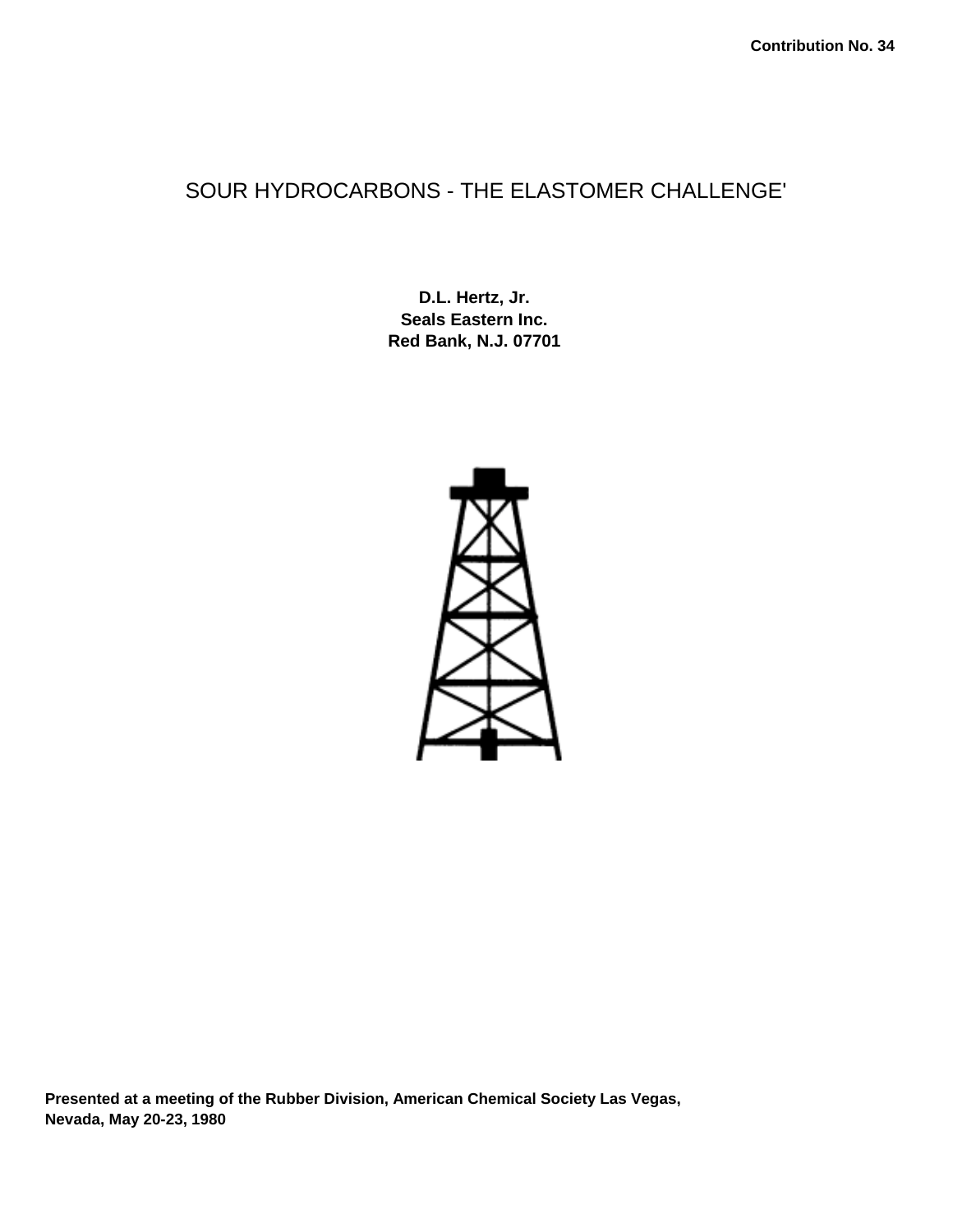Contribution No. 34

# SOUR HYDROCARBONS - THE ELASTOMER CHALLENGE'

**D.L. Hertz, Jr.**
**Seals Eastern Inc.**
**Red Bank, N.J. 07701**

**Presented at a meeting of the Rubber Division, American Chemical Society Las Vegas, Nevada, May 20-23, 1980**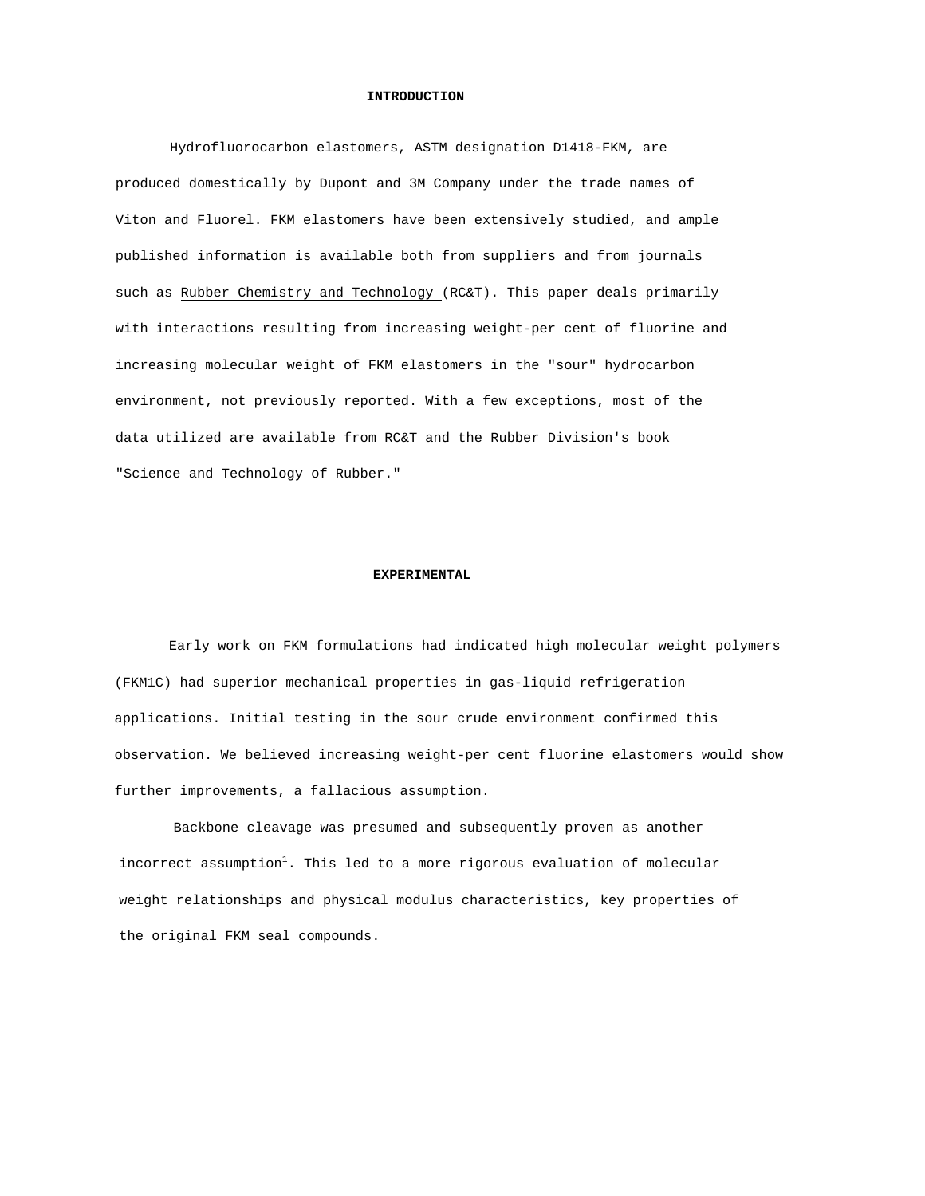## INTRODUCTION

Hydrofluorocarbon elastomers, ASTM designation D1418-FKM, are produced domestically by Dupont and 3M Company under the trade names of Viton and Fluorel. FKM elastomers have been extensively studied, and ample published information is available both from suppliers and from journals such as Rubber Chemistry and Technology (RC&T). This paper deals primarily with interactions resulting from increasing weight-per cent of fluorine and increasing molecular weight of FKM elastomers in the "sour" hydrocarbon environment, not previously reported. With a few exceptions, most of the data utilized are available from RC&T and the Rubber Division's book "Science and Technology of Rubber."

## EXPERIMENTAL

Early work on FKM formulations had indicated high molecular weight polymers (FKM1C) had superior mechanical properties in gas-liquid refrigeration applications. Initial testing in the sour crude environment confirmed this observation. We believed increasing weight-per cent fluorine elastomers would show further improvements, a fallacious assumption.

Backbone cleavage was presumed and subsequently proven as another incorrect assumption[1]. This led to a more rigorous evaluation of molecular weight relationships and physical modulus characteristics, key properties of the original FKM seal compounds.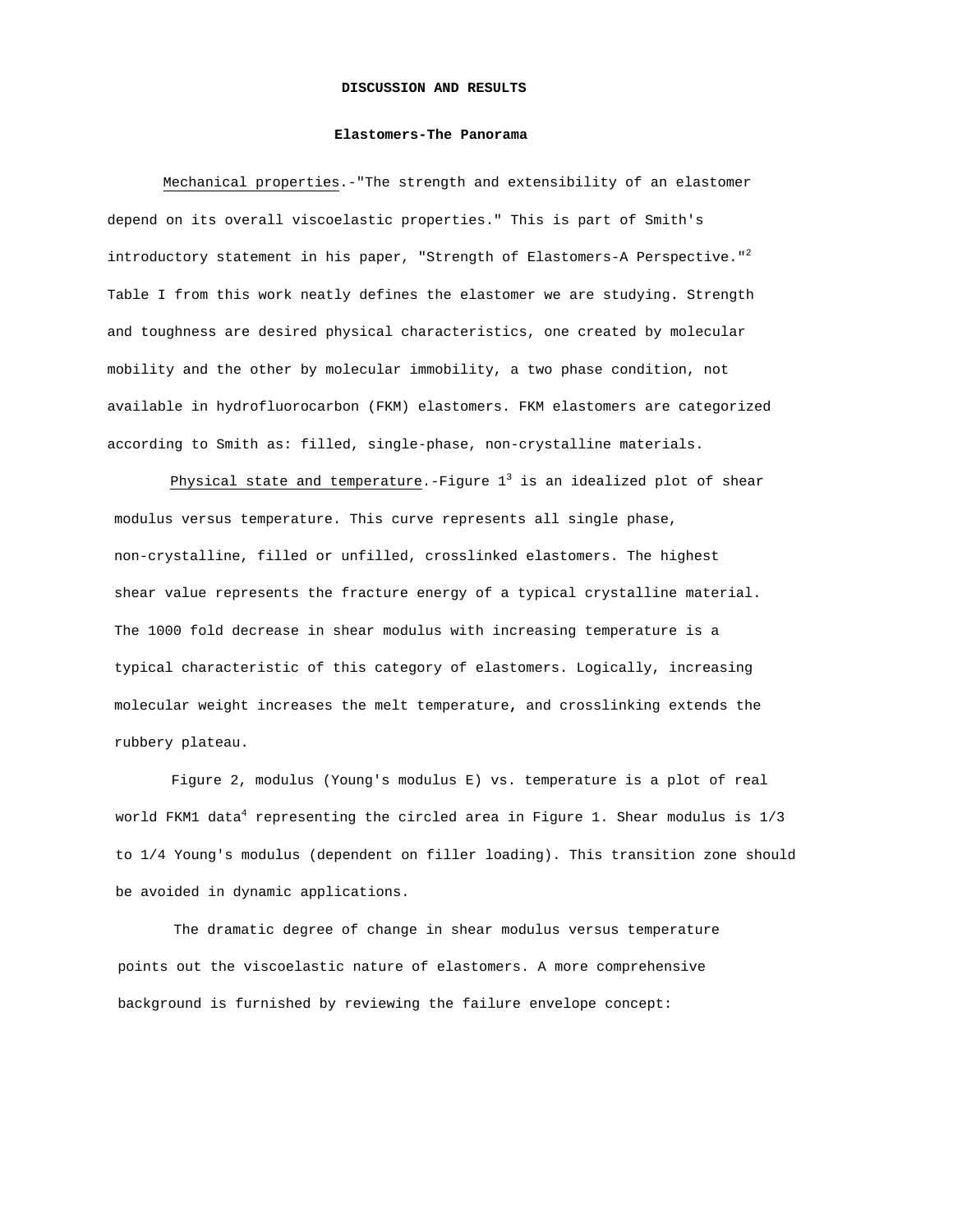## DISCUSSION AND RESULTS

### Elastomers-The Panorama

Mechanical properties.-"The strength and extensibility of an elastomer depend on its overall viscoelastic properties." This is part of Smith's introductory statement in his paper, "Strength of Elastomers-A Perspective."[2] Table I from this work neatly defines the elastomer we are studying. Strength and toughness are desired physical characteristics, one created by molecular mobility and the other by molecular immobility, a two phase condition, not available in hydrofluorocarbon (FKM) elastomers. FKM elastomers are categorized according to Smith as: filled, single-phase, non-crystalline materials.

Physical state and temperature.-Figure 1[3] is an idealized plot of shear modulus versus temperature. This curve represents all single phase, non-crystalline, filled or unfilled, crosslinked elastomers. The highest shear value represents the fracture energy of a typical crystalline material. The 1000 fold decrease in shear modulus with increasing temperature is a typical characteristic of this category of elastomers. Logically, increasing molecular weight increases the melt temperature, and crosslinking extends the rubbery plateau.

Figure 2, modulus (Young's modulus E) vs. temperature is a plot of real world FKM1 data[4] representing the circled area in Figure 1. Shear modulus is 1/3 to 1/4 Young's modulus (dependent on filler loading). This transition zone should be avoided in dynamic applications.

The dramatic degree of change in shear modulus versus temperature points out the viscoelastic nature of elastomers. A more comprehensive background is furnished by reviewing the failure envelope concept: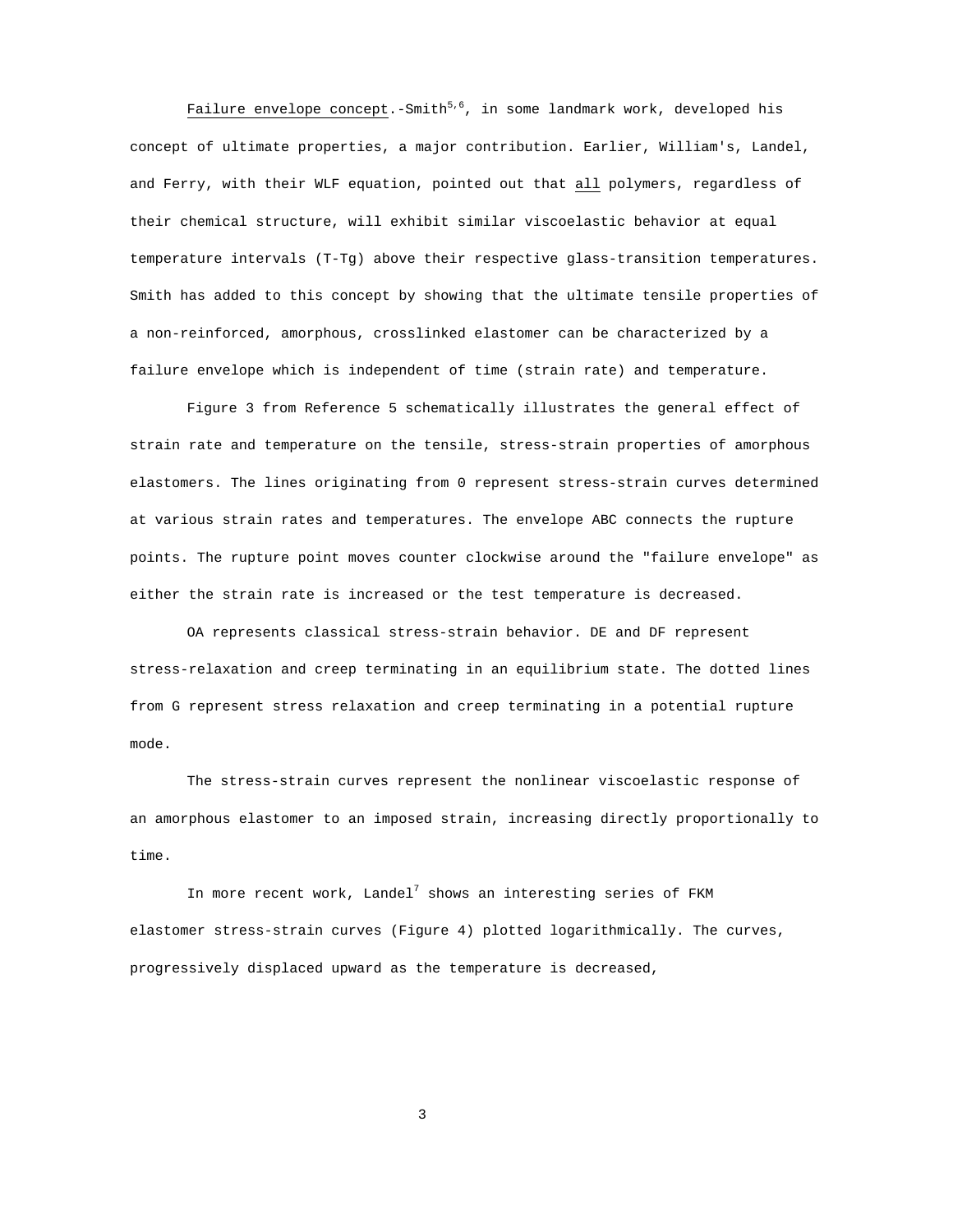Failure envelope concept.-Smith[5,6], in some landmark work, developed his concept of ultimate properties, a major contribution. Earlier, William's, Landel, and Ferry, with their WLF equation, pointed out that all polymers, regardless of their chemical structure, will exhibit similar viscoelastic behavior at equal temperature intervals (T-Tg) above their respective glass-transition temperatures. Smith has added to this concept by showing that the ultimate tensile properties of a non-reinforced, amorphous, crosslinked elastomer can be characterized by a failure envelope which is independent of time (strain rate) and temperature.

Figure 3 from Reference 5 schematically illustrates the general effect of strain rate and temperature on the tensile, stress-strain properties of amorphous elastomers. The lines originating from 0 represent stress-strain curves determined at various strain rates and temperatures. The envelope ABC connects the rupture points. The rupture point moves counter clockwise around the "failure envelope" as either the strain rate is increased or the test temperature is decreased.

OA represents classical stress-strain behavior. DE and DF represent stress-relaxation and creep terminating in an equilibrium state. The dotted lines from G represent stress relaxation and creep terminating in a potential rupture mode.

The stress-strain curves represent the nonlinear viscoelastic response of an amorphous elastomer to an imposed strain, increasing directly proportionally to time.

In more recent work, Landel[7] shows an interesting series of FKM elastomer stress-strain curves (Figure 4) plotted logarithmically. The curves, progressively displaced upward as the temperature is decreased,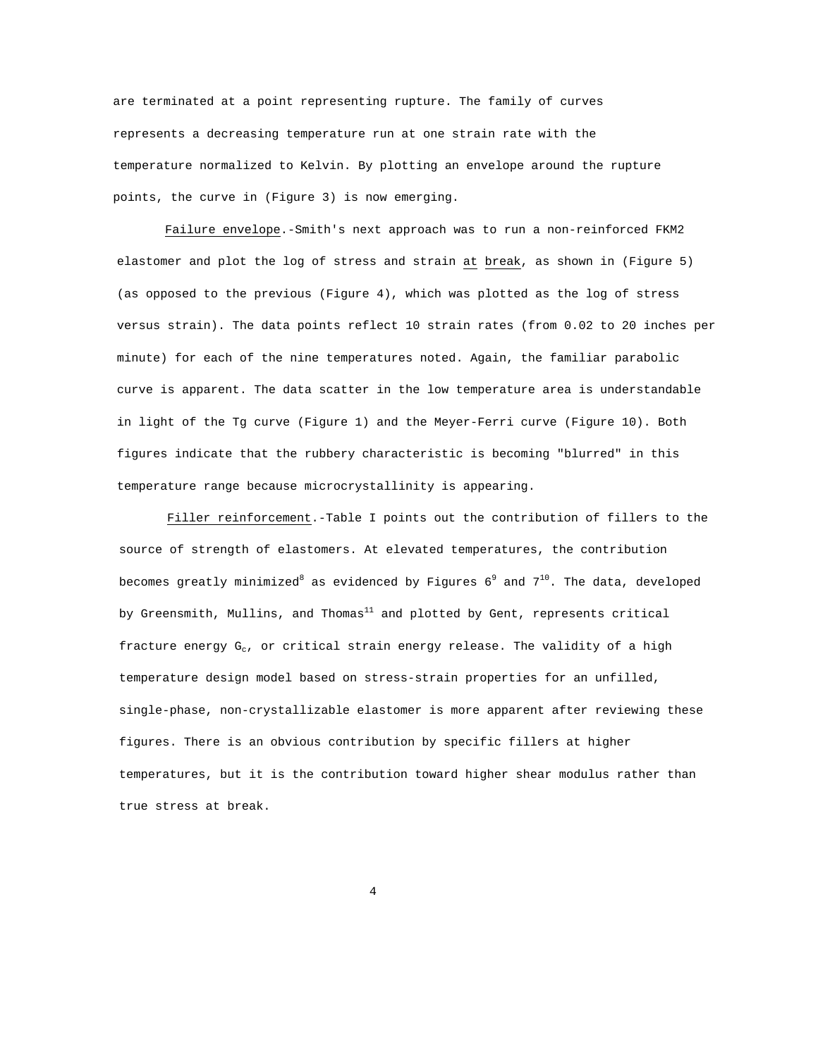are terminated at a point representing rupture. The family of curves represents a decreasing temperature run at one strain rate with the temperature normalized to Kelvin. By plotting an envelope around the rupture points, the curve in (Figure 3) is now emerging.

Failure envelope.-Smith's next approach was to run a non-reinforced FKM2 elastomer and plot the log of stress and strain at break, as shown in (Figure 5) (as opposed to the previous (Figure 4), which was plotted as the log of stress versus strain). The data points reflect 10 strain rates (from 0.02 to 20 inches per minute) for each of the nine temperatures noted. Again, the familiar parabolic curve is apparent. The data scatter in the low temperature area is understandable in light of the Tg curve (Figure 1) and the Meyer-Ferri curve (Figure 10). Both figures indicate that the rubbery characteristic is becoming "blurred" in this temperature range because microcrystallinity is appearing.

Filler reinforcement.-Table I points out the contribution of fillers to the source of strength of elastomers. At elevated temperatures, the contribution becomes greatly minimized[8] as evidenced by Figures 6[9] and 7[10]. The data, developed by Greensmith, Mullins, and Thomas[11] and plotted by Gent, represents critical fracture energy $G_c$, or critical strain energy release. The validity of a high temperature design model based on stress-strain properties for an unfilled, single-phase, non-crystallizable elastomer is more apparent after reviewing these figures. There is an obvious contribution by specific fillers at higher temperatures, but it is the contribution toward higher shear modulus rather than true stress at break.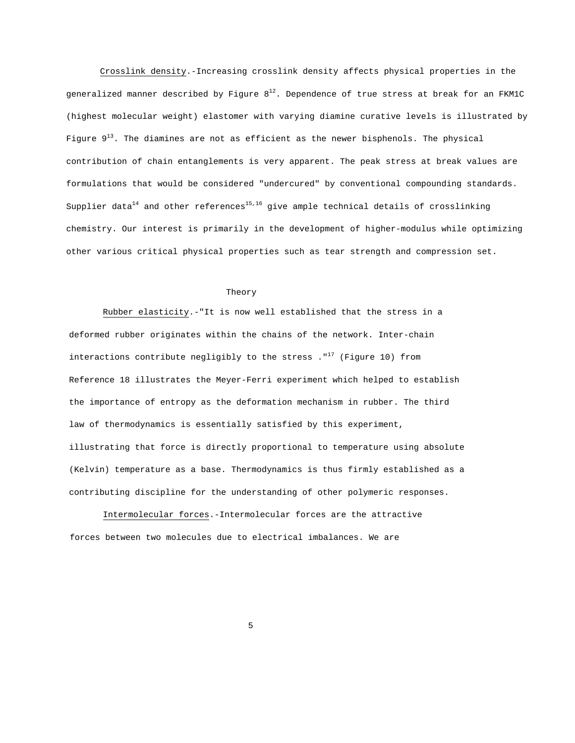Crosslink density.-Increasing crosslink density affects physical properties in the generalized manner described by Figure 8[12]. Dependence of true stress at break for an FKM1C (highest molecular weight) elastomer with varying diamine curative levels is illustrated by Figure 9[13]. The diamines are not as efficient as the newer bisphenols. The physical contribution of chain entanglements is very apparent. The peak stress at break values are formulations that would be considered "undercured" by conventional compounding standards. Supplier data[14] and other references[15,16] give ample technical details of crosslinking chemistry. Our interest is primarily in the development of higher-modulus while optimizing other various critical physical properties such as tear strength and compression set.

## Theory

Rubber elasticity.-"It is now well established that the stress in a deformed rubber originates within the chains of the network. Inter-chain interactions contribute negligibly to the stress ."[17] (Figure 10) from Reference 18 illustrates the Meyer-Ferri experiment which helped to establish the importance of entropy as the deformation mechanism in rubber. The third law of thermodynamics is essentially satisfied by this experiment, illustrating that force is directly proportional to temperature using absolute (Kelvin) temperature as a base. Thermodynamics is thus firmly established as a contributing discipline for the understanding of other polymeric responses.

Intermolecular forces.-Intermolecular forces are the attractive forces between two molecules due to electrical imbalances. We are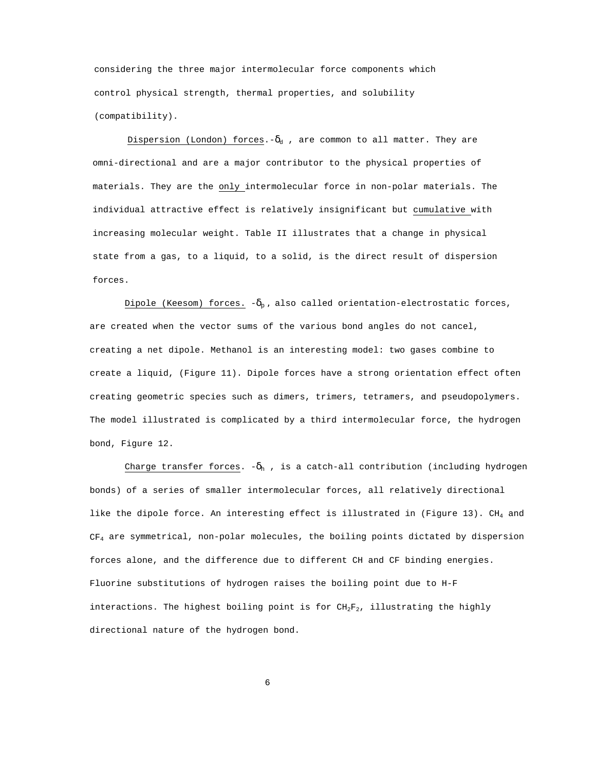considering the three major intermolecular force components which control physical strength, thermal properties, and solubility (compatibility).

Dispersion (London) forces.-$\delta_d$ , are common to all matter. They are omni-directional and are a major contributor to the physical properties of materials. They are the only intermolecular force in non-polar materials. The individual attractive effect is relatively insignificant but cumulative with increasing molecular weight. Table II illustrates that a change in physical state from a gas, to a liquid, to a solid, is the direct result of dispersion forces.

Dipole (Keesom) forces. -$\delta_p$ , also called orientation-electrostatic forces, are created when the vector sums of the various bond angles do not cancel, creating a net dipole. Methanol is an interesting model: two gases combine to create a liquid, (Figure 11). Dipole forces have a strong orientation effect often creating geometric species such as dimers, trimers, tetramers, and pseudopolymers. The model illustrated is complicated by a third intermolecular force, the hydrogen bond, Figure 12.

Charge transfer forces. -$\delta_h$ , is a catch-all contribution (including hydrogen bonds) of a series of smaller intermolecular forces, all relatively directional like the dipole force. An interesting effect is illustrated in (Figure 13). $CH_4$ and $CF_4$ are symmetrical, non-polar molecules, the boiling points dictated by dispersion forces alone, and the difference due to different CH and CF binding energies. Fluorine substitutions of hydrogen raises the boiling point due to H-F interactions. The highest boiling point is for $CH_2F_2$, illustrating the highly directional nature of the hydrogen bond.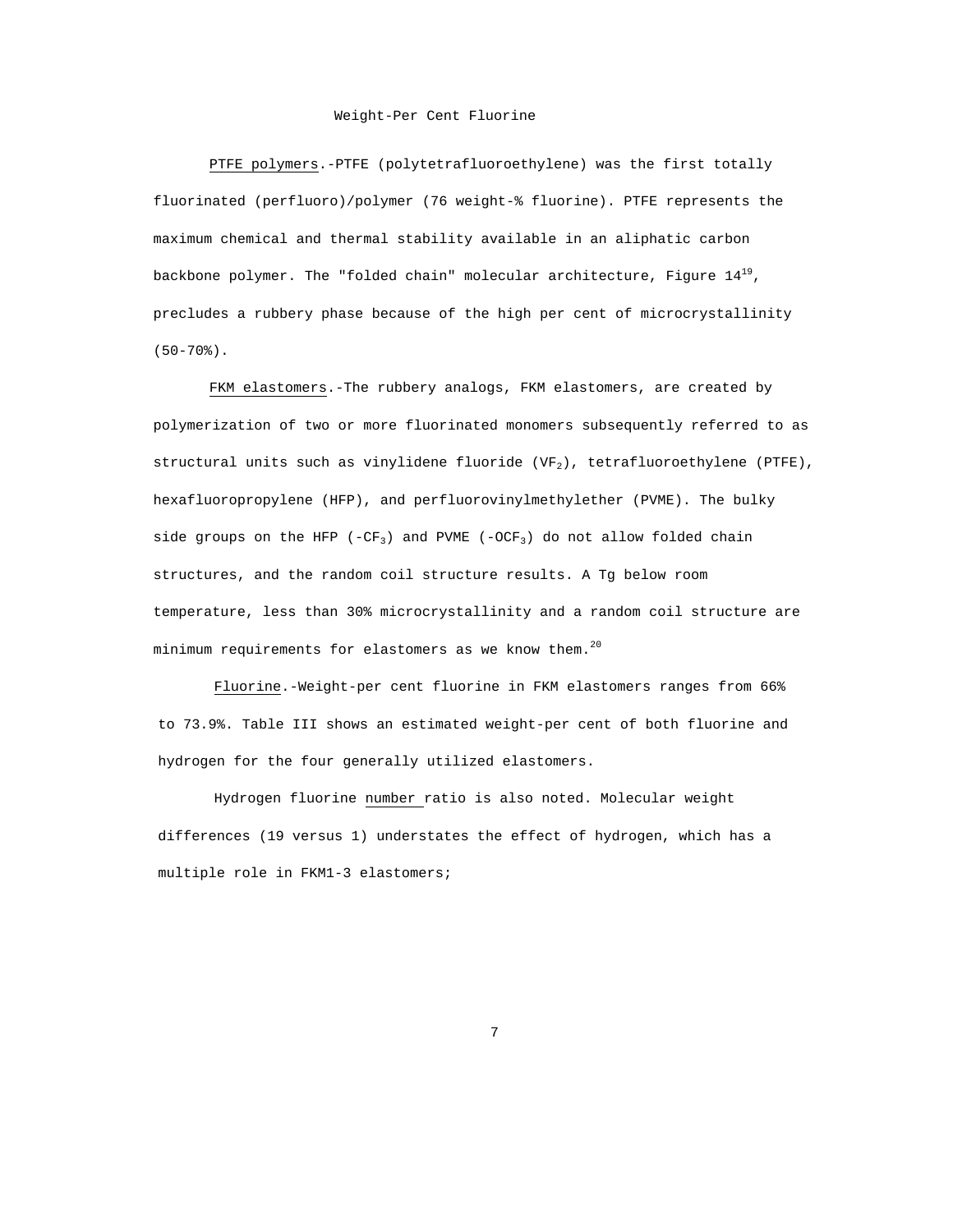## Weight-Per Cent Fluorine

<u>PTFE polymers</u>.-PTFE (polytetrafluoroethylene) was the first totally fluorinated (perfluoro)/polymer (76 weight-% fluorine). PTFE represents the maximum chemical and thermal stability available in an aliphatic carbon backbone polymer. The "folded chain" molecular architecture, Figure 14[19], precludes a rubbery phase because of the high per cent of microcrystallinity (50-70%).

<u>FKM elastomers</u>.-The rubbery analogs, FKM elastomers, are created by polymerization of two or more fluorinated monomers subsequently referred to as structural units such as vinylidene fluoride ($VF_2$), tetrafluoroethylene (PTFE), hexafluoropropylene (HFP), and perfluorovinylmethylether (PVME). The bulky side groups on the HFP ($-CF_3$) and PVME ($-OCF_3$) do not allow folded chain structures, and the random coil structure results. A Tg below room temperature, less than 30% microcrystallinity and a random coil structure are minimum requirements for elastomers as we know them.[20]

<u>Fluorine</u>.-Weight-per cent fluorine in FKM elastomers ranges from 66% to 73.9%. Table III shows an estimated weight-per cent of both fluorine and hydrogen for the four generally utilized elastomers.

Hydrogen fluorine <u>number</u> ratio is also noted. Molecular weight differences (19 versus 1) understates the effect of hydrogen, which has a multiple role in FKM1-3 elastomers;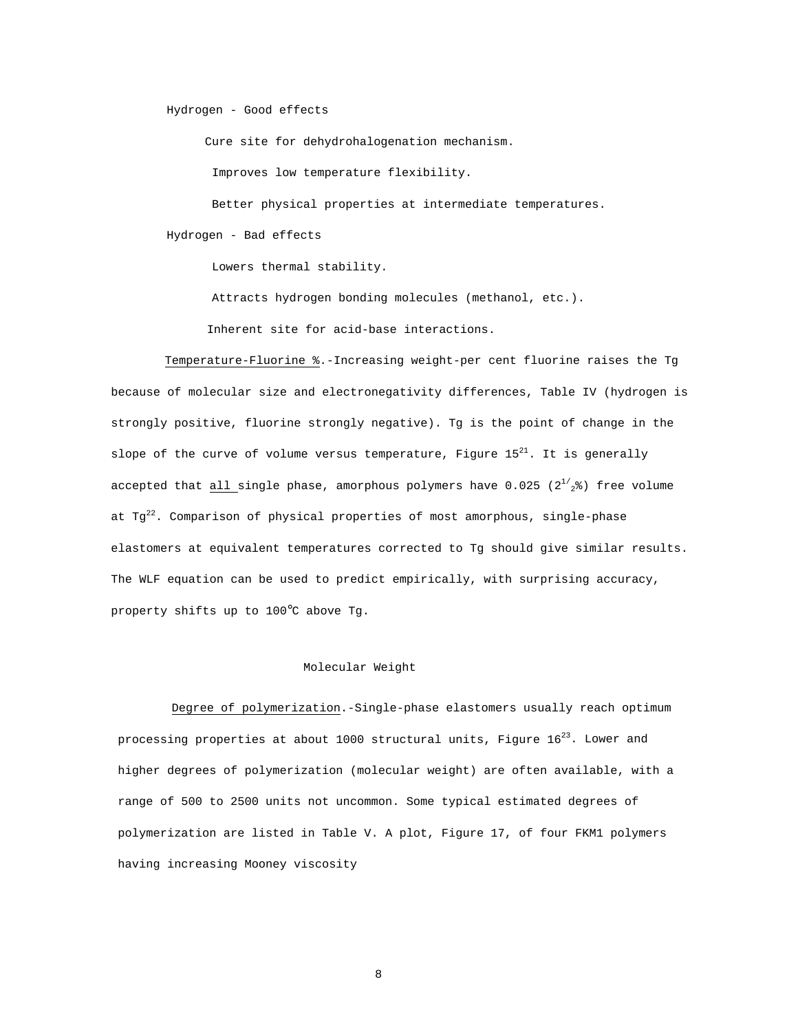Hydrogen - Good effects

- Cure site for dehydrohalogenation mechanism.
- Improves low temperature flexibility.
- Better physical properties at intermediate temperatures.

Hydrogen - Bad effects

- Lowers thermal stability.
- Attracts hydrogen bonding molecules (methanol, etc.).
- Inherent site for acid-base interactions.

Temperature-Fluorine %.-Increasing weight-per cent fluorine raises the Tg because of molecular size and electronegativity differences, Table IV (hydrogen is strongly positive, fluorine strongly negative). Tg is the point of change in the slope of the curve of volume versus temperature, Figure 15[21]. It is generally accepted that all single phase, amorphous polymers have 0.025 ($2\frac{1}{2}$%) free volume at Tg[22]. Comparison of physical properties of most amorphous, single-phase elastomers at equivalent temperatures corrected to Tg should give similar results. The WLF equation can be used to predict empirically, with surprising accuracy, property shifts up to 100°C above Tg.

## Molecular Weight

Degree of polymerization.-Single-phase elastomers usually reach optimum processing properties at about 1000 structural units, Figure 16[23]. Lower and higher degrees of polymerization (molecular weight) are often available, with a range of 500 to 2500 units not uncommon. Some typical estimated degrees of polymerization are listed in Table V. A plot, Figure 17, of four FKM1 polymers having increasing Mooney viscosity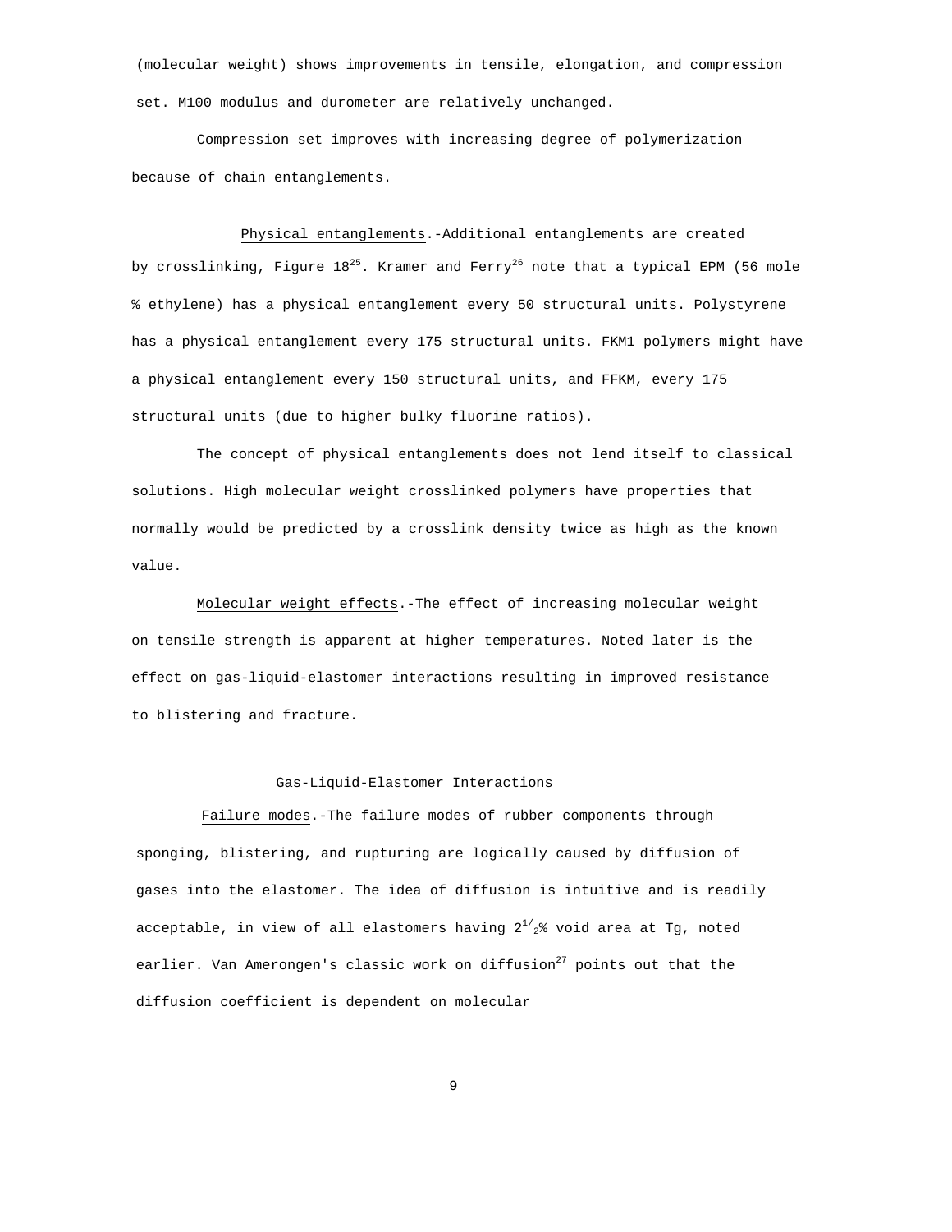(molecular weight) shows improvements in tensile, elongation, and compression set. M100 modulus and durometer are relatively unchanged.

Compression set improves with increasing degree of polymerization because of chain entanglements.

Physical entanglements.-Additional entanglements are created by crosslinking, Figure 18[25]. Kramer and Ferry[26] note that a typical EPM (56 mole % ethylene) has a physical entanglement every 50 structural units. Polystyrene has a physical entanglement every 175 structural units. FKM1 polymers might have a physical entanglement every 150 structural units, and FFKM, every 175 structural units (due to higher bulky fluorine ratios).

The concept of physical entanglements does not lend itself to classical solutions. High molecular weight crosslinked polymers have properties that normally would be predicted by a crosslink density twice as high as the known value.

Molecular weight effects.-The effect of increasing molecular weight on tensile strength is apparent at higher temperatures. Noted later is the effect on gas-liquid-elastomer interactions resulting in improved resistance to blistering and fracture.

## Gas-Liquid-Elastomer Interactions

Failure modes.-The failure modes of rubber components through sponging, blistering, and rupturing are logically caused by diffusion of gases into the elastomer. The idea of diffusion is intuitive and is readily acceptable, in view of all elastomers having $2\frac{1}{2}$% void area at Tg, noted earlier. Van Amerongen's classic work on diffusion[27] points out that the diffusion coefficient is dependent on molecular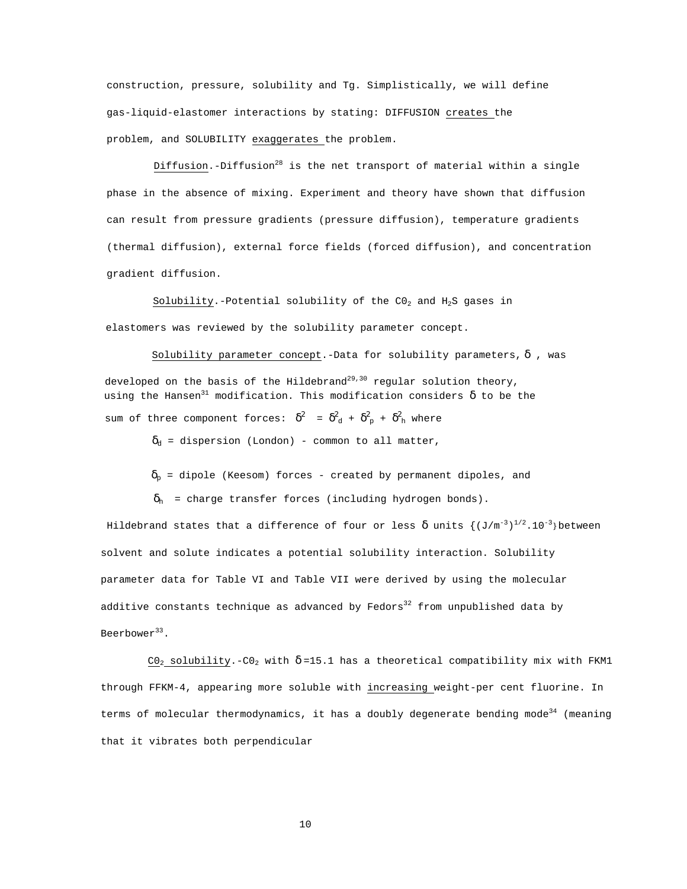construction, pressure, solubility and Tg. Simplistically, we will define gas-liquid-elastomer interactions by stating: DIFFUSION creates the problem, and SOLUBILITY exaggerates the problem.

Diffusion.-Diffusion[28] is the net transport of material within a single phase in the absence of mixing. Experiment and theory have shown that diffusion can result from pressure gradients (pressure diffusion), temperature gradients (thermal diffusion), external force fields (forced diffusion), and concentration gradient diffusion.

Solubility.-Potential solubility of the $CO_2$ and $H_2S$ gases in elastomers was reviewed by the solubility parameter concept.

Solubility parameter concept.-Data for solubility parameters, $\delta$ , was developed on the basis of the Hildebrand[29,30] regular solution theory, using the Hansen[31] modification. This modification considers $\delta$ to be the sum of three component forces: $\delta^2 = \delta^2_d + \delta^2_p + \delta^2_h$ where

$\delta_d$ = dispersion (London) - common to all matter,

$\delta_p$ = dipole (Keesom) forces - created by permanent dipoles, and

$\delta_h$ = charge transfer forces (including hydrogen bonds).

Hildebrand states that a difference of four or less $\delta$ units $\{(J/m^{-3})^{1/2}.10^{-3}\}$ between solvent and solute indicates a potential solubility interaction. Solubility parameter data for Table VI and Table VII were derived by using the molecular additive constants technique as advanced by Fedors[32] from unpublished data by Beerbower[33].

$CO_2$ solubility.-$CO_2$ with $\delta$=15.1 has a theoretical compatibility mix with FKM1 through FFKM-4, appearing more soluble with increasing weight-per cent fluorine. In terms of molecular thermodynamics, it has a doubly degenerate bending mode[34] (meaning that it vibrates both perpendicular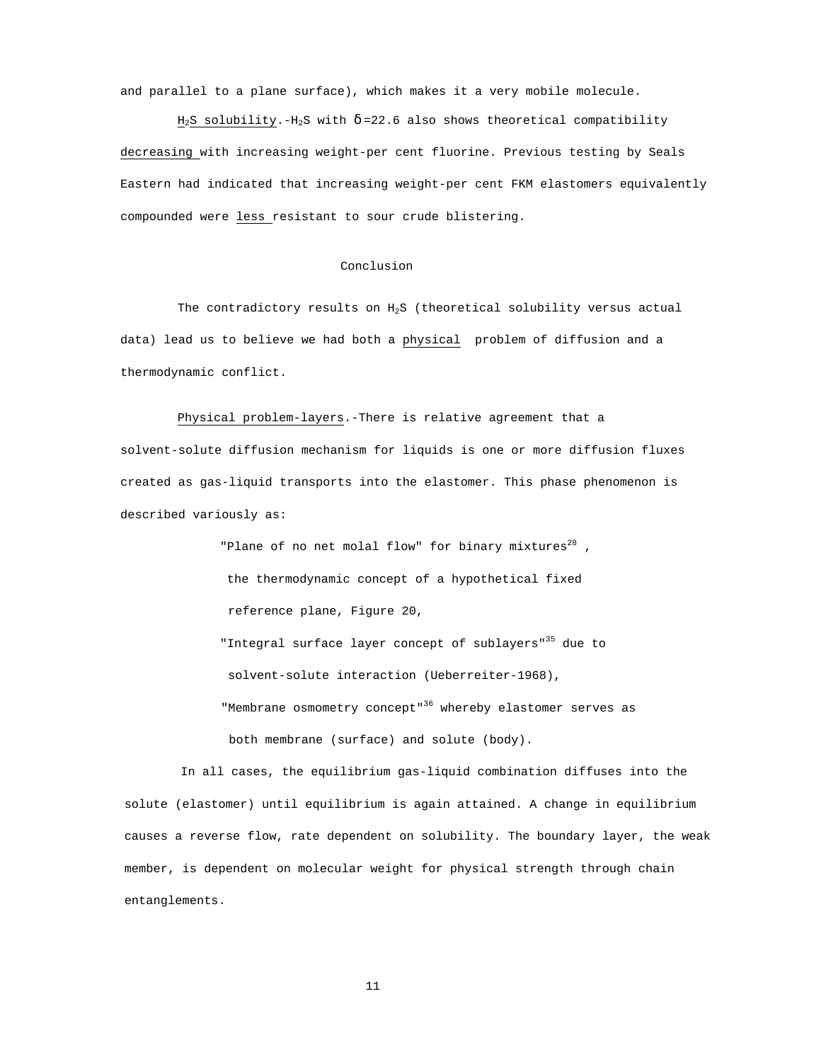and parallel to a plane surface), which makes it a very mobile molecule.

$H_2S$ solubility.-$H_2S$ with $\delta$=22.6 also shows theoretical compatibility decreasing with increasing weight-per cent fluorine. Previous testing by Seals Eastern had indicated that increasing weight-per cent FKM elastomers equivalently compounded were less resistant to sour crude blistering.

## Conclusion

The contradictory results on $H_2S$ (theoretical solubility versus actual data) lead us to believe we had both a physical problem of diffusion and a thermodynamic conflict.

Physical problem-layers.-There is relative agreement that a solvent-solute diffusion mechanism for liquids is one or more diffusion fluxes created as gas-liquid transports into the elastomer. This phase phenomenon is described variously as:

"Plane of no net molal flow" for binary mixtures[28] , the thermodynamic concept of a hypothetical fixed reference plane, Figure 20,

"Integral surface layer concept of sublayers"[35] due to solvent-solute interaction (Ueberreiter-1968),

"Membrane osmometry concept"[36] whereby elastomer serves as both membrane (surface) and solute (body).

In all cases, the equilibrium gas-liquid combination diffuses into the solute (elastomer) until equilibrium is again attained. A change in equilibrium causes a reverse flow, rate dependent on solubility. The boundary layer, the weak member, is dependent on molecular weight for physical strength through chain entanglements.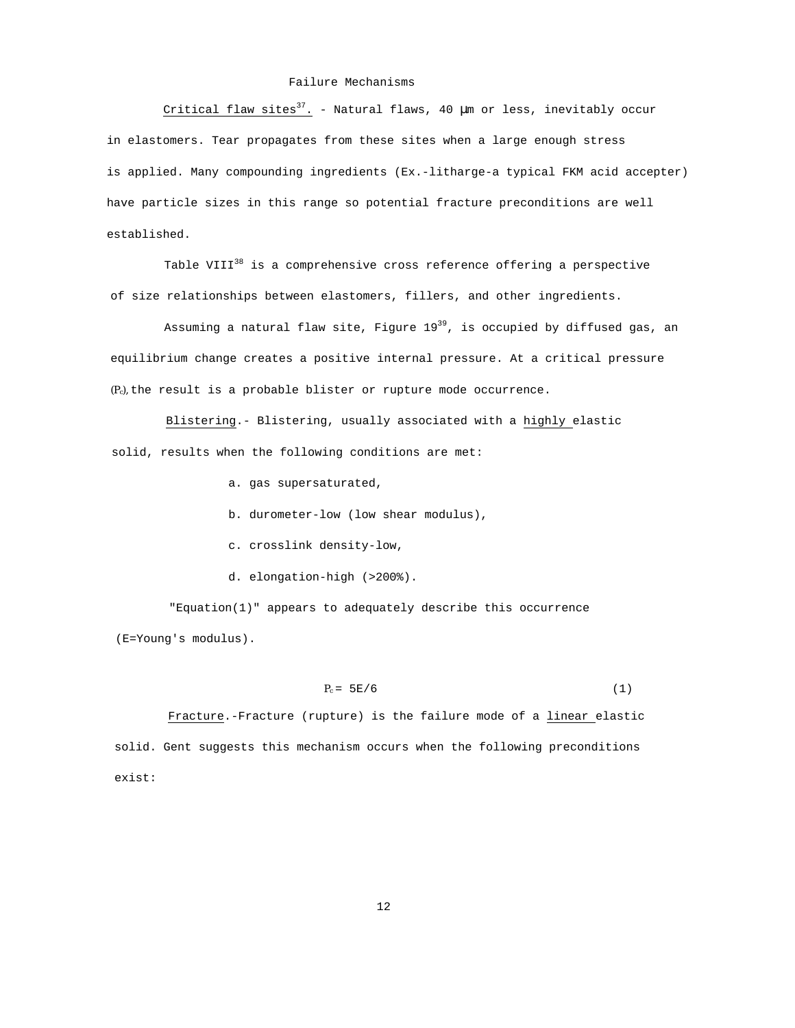## Failure Mechanisms

Critical flaw sites[37]. - Natural flaws, 40 μm or less, inevitably occur in elastomers. Tear propagates from these sites when a large enough stress is applied. Many compounding ingredients (Ex.-litharge-a typical FKM acid accepter) have particle sizes in this range so potential fracture preconditions are well established.

Table VIII[38] is a comprehensive cross reference offering a perspective of size relationships between elastomers, fillers, and other ingredients.

Assuming a natural flaw site, Figure 19[39], is occupied by diffused gas, an equilibrium change creates a positive internal pressure. At a critical pressure ($P_c$), the result is a probable blister or rupture mode occurrence.

Blistering.- Blistering, usually associated with a highly elastic solid, results when the following conditions are met:

a. gas supersaturated,

b. durometer-low (low shear modulus),

c. crosslink density-low,

d. elongation-high (>200%).

"Equation(1)" appears to adequately describe this occurrence (E=Young's modulus).

$$P_c = 5E/6 \qquad (1)$$

Fracture.-Fracture (rupture) is the failure mode of a linear elastic solid. Gent suggests this mechanism occurs when the following preconditions exist: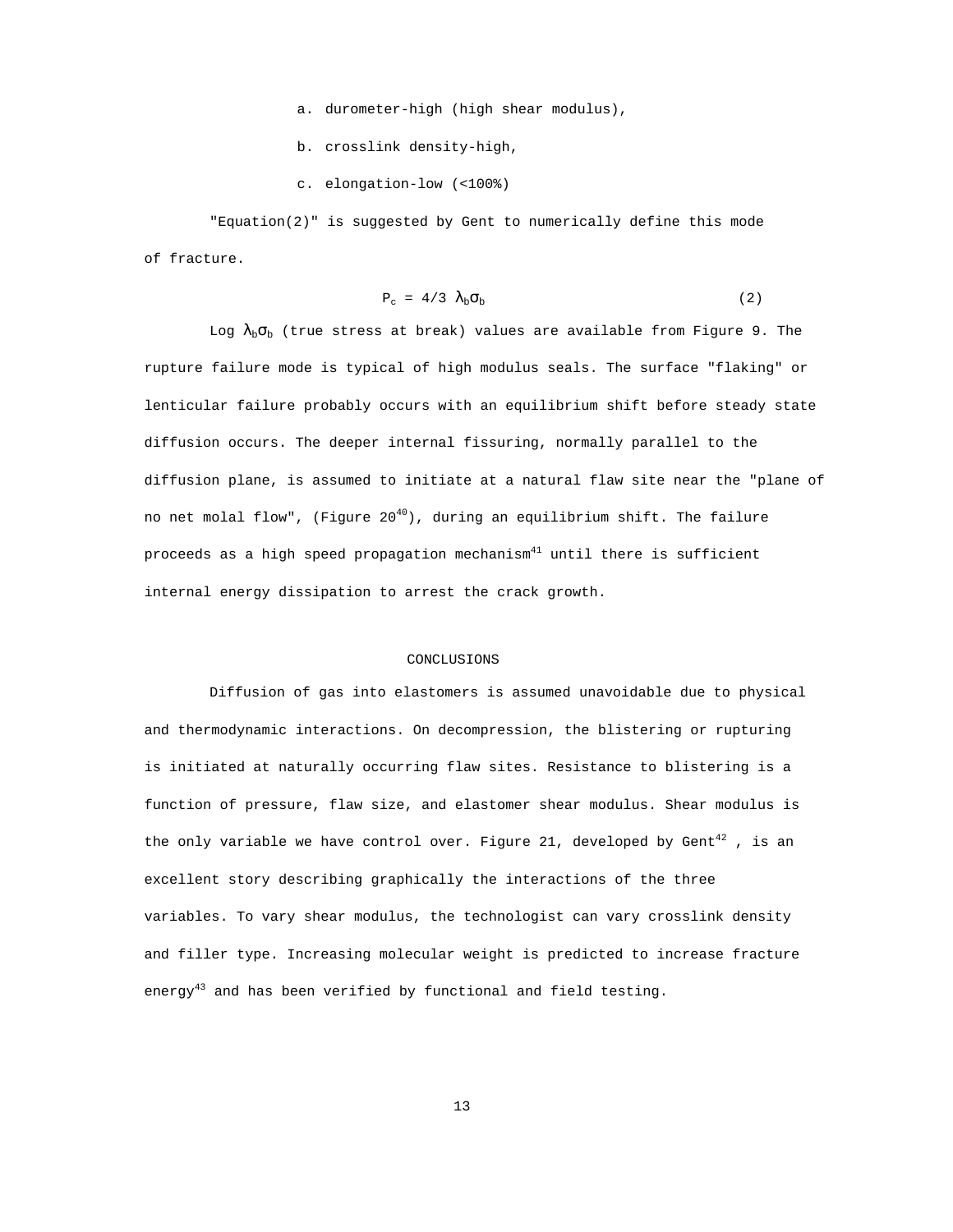a. durometer-high (high shear modulus),

b. crosslink density-high,

c. elongation-low (<100%)

"Equation(2)" is suggested by Gent to numerically define this mode of fracture.

$$P_c = 4/3\ \lambda_b \sigma_b \qquad (2)$$

Log $\lambda_b \sigma_b$ (true stress at break) values are available from Figure 9. The rupture failure mode is typical of high modulus seals. The surface "flaking" or lenticular failure probably occurs with an equilibrium shift before steady state diffusion occurs. The deeper internal fissuring, normally parallel to the diffusion plane, is assumed to initiate at a natural flaw site near the "plane of no net molal flow", (Figure 20[40]), during an equilibrium shift. The failure proceeds as a high speed propagation mechanism[41] until there is sufficient internal energy dissipation to arrest the crack growth.

## CONCLUSIONS

Diffusion of gas into elastomers is assumed unavoidable due to physical and thermodynamic interactions. On decompression, the blistering or rupturing is initiated at naturally occurring flaw sites. Resistance to blistering is a function of pressure, flaw size, and elastomer shear modulus. Shear modulus is the only variable we have control over. Figure 21, developed by Gent[42] , is an excellent story describing graphically the interactions of the three variables. To vary shear modulus, the technologist can vary crosslink density and filler type. Increasing molecular weight is predicted to increase fracture energy[43] and has been verified by functional and field testing.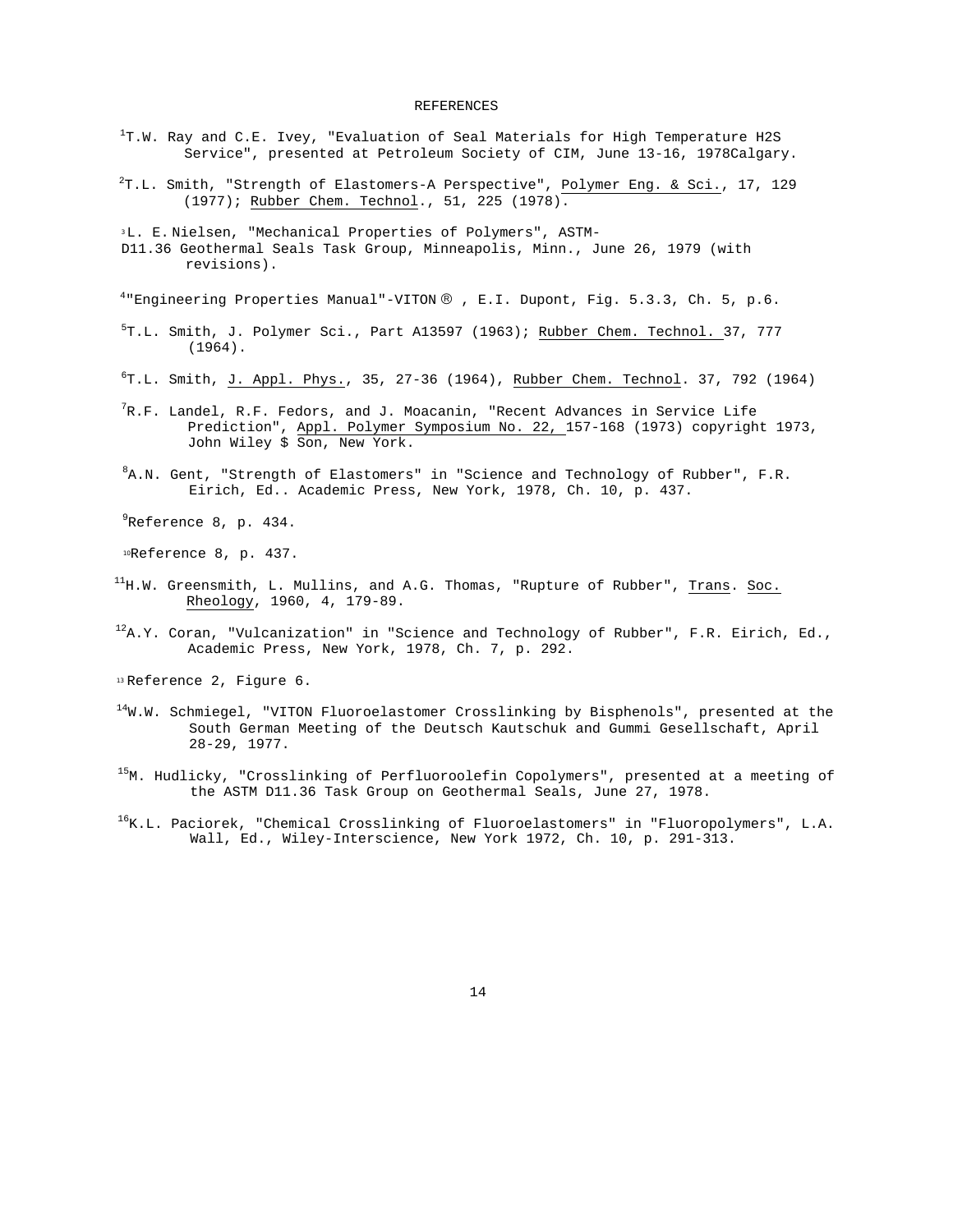# REFERENCES

[1]T.W. Ray and C.E. Ivey, "Evaluation of Seal Materials for High Temperature H2S Service", presented at Petroleum Society of CIM, June 13-16, 1978Calgary.

[2]T.L. Smith, "Strength of Elastomers-A Perspective", Polymer Eng. & Sci., 17, 129 (1977); Rubber Chem. Technol., 51, 225 (1978).

[3]L. E. Nielsen, "Mechanical Properties of Polymers", ASTM-D11.36 Geothermal Seals Task Group, Minneapolis, Minn., June 26, 1979 (with revisions).

[4]"Engineering Properties Manual"-VITON ®, E.I. Dupont, Fig. 5.3.3, Ch. 5, p.6.

[5]T.L. Smith, J. Polymer Sci., Part A13597 (1963); Rubber Chem. Technol. 37, 777 (1964).

[6]T.L. Smith, J. Appl. Phys., 35, 27-36 (1964), Rubber Chem. Technol. 37, 792 (1964)

[7]R.F. Landel, R.F. Fedors, and J. Moacanin, "Recent Advances in Service Life Prediction", Appl. Polymer Symposium No. 22, 157-168 (1973) copyright 1973, John Wiley $ Son, New York.

[8]A.N. Gent, "Strength of Elastomers" in "Science and Technology of Rubber", F.R. Eirich, Ed.. Academic Press, New York, 1978, Ch. 10, p. 437.

[9]Reference 8, p. 434.

[10]Reference 8, p. 437.

[11]H.W. Greensmith, L. Mullins, and A.G. Thomas, "Rupture of Rubber", Trans. Soc. Rheology, 1960, 4, 179-89.

[12]A.Y. Coran, "Vulcanization" in "Science and Technology of Rubber", F.R. Eirich, Ed., Academic Press, New York, 1978, Ch. 7, p. 292.

[13]Reference 2, Figure 6.

[14]W.W. Schmiegel, "VITON Fluoroelastomer Crosslinking by Bisphenols", presented at the South German Meeting of the Deutsch Kautschuk and Gummi Gesellschaft, April 28-29, 1977.

[15]M. Hudlicky, "Crosslinking of Perfluoroolefin Copolymers", presented at a meeting of the ASTM D11.36 Task Group on Geothermal Seals, June 27, 1978.

[16]K.L. Paciorek, "Chemical Crosslinking of Fluoroelastomers" in "Fluoropolymers", L.A. Wall, Ed., Wiley-Interscience, New York 1972, Ch. 10, p. 291-313.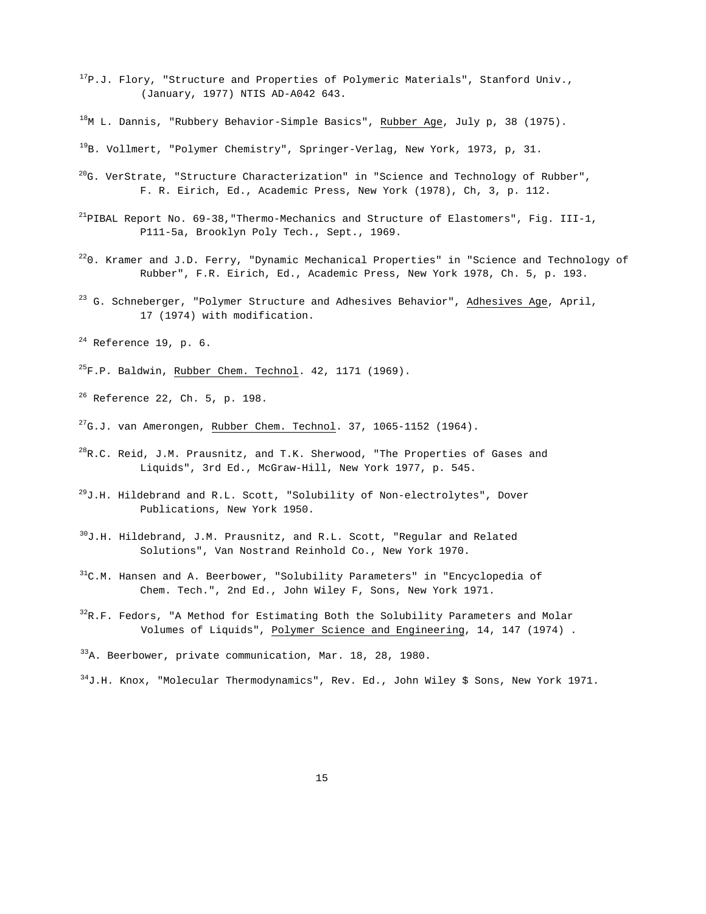[17]P.J. Flory, "Structure and Properties of Polymeric Materials", Stanford Univ., (January, 1977) NTIS AD-A042 643.

[18]M L. Dannis, "Rubbery Behavior-Simple Basics", Rubber Age, July p, 38 (1975).

[19]B. Vollmert, "Polymer Chemistry", Springer-Verlag, New York, 1973, p, 31.

[20]G. VerStrate, "Structure Characterization" in "Science and Technology of Rubber", F. R. Eirich, Ed., Academic Press, New York (1978), Ch, 3, p. 112.

[21]PIBAL Report No. 69-38,"Thermo-Mechanics and Structure of Elastomers", Fig. III-1, P111-5a, Brooklyn Poly Tech., Sept., 1969.

[22]0. Kramer and J.D. Ferry, "Dynamic Mechanical Properties" in "Science and Technology of Rubber", F.R. Eirich, Ed., Academic Press, New York 1978, Ch. 5, p. 193.

[23] G. Schneberger, "Polymer Structure and Adhesives Behavior", Adhesives Age, April, 17 (1974) with modification.

[24] Reference 19, p. 6.

[25]F.P. Baldwin, Rubber Chem. Technol. 42, 1171 (1969).

[26] Reference 22, Ch. 5, p. 198.

[27]G.J. van Amerongen, Rubber Chem. Technol. 37, 1065-1152 (1964).

[28]R.C. Reid, J.M. Prausnitz, and T.K. Sherwood, "The Properties of Gases and Liquids", 3rd Ed., McGraw-Hill, New York 1977, p. 545.

[29]J.H. Hildebrand and R.L. Scott, "Solubility of Non-electrolytes", Dover Publications, New York 1950.

[30]J.H. Hildebrand, J.M. Prausnitz, and R.L. Scott, "Regular and Related Solutions", Van Nostrand Reinhold Co., New York 1970.

[31]C.M. Hansen and A. Beerbower, "Solubility Parameters" in "Encyclopedia of Chem. Tech.", 2nd Ed., John Wiley F, Sons, New York 1971.

[32]R.F. Fedors, "A Method for Estimating Both the Solubility Parameters and Molar Volumes of Liquids", Polymer Science and Engineering, 14, 147 (1974) .

[33]A. Beerbower, private communication, Mar. 18, 28, 1980.

[34]J.H. Knox, "Molecular Thermodynamics", Rev. Ed., John Wiley $ Sons, New York 1971.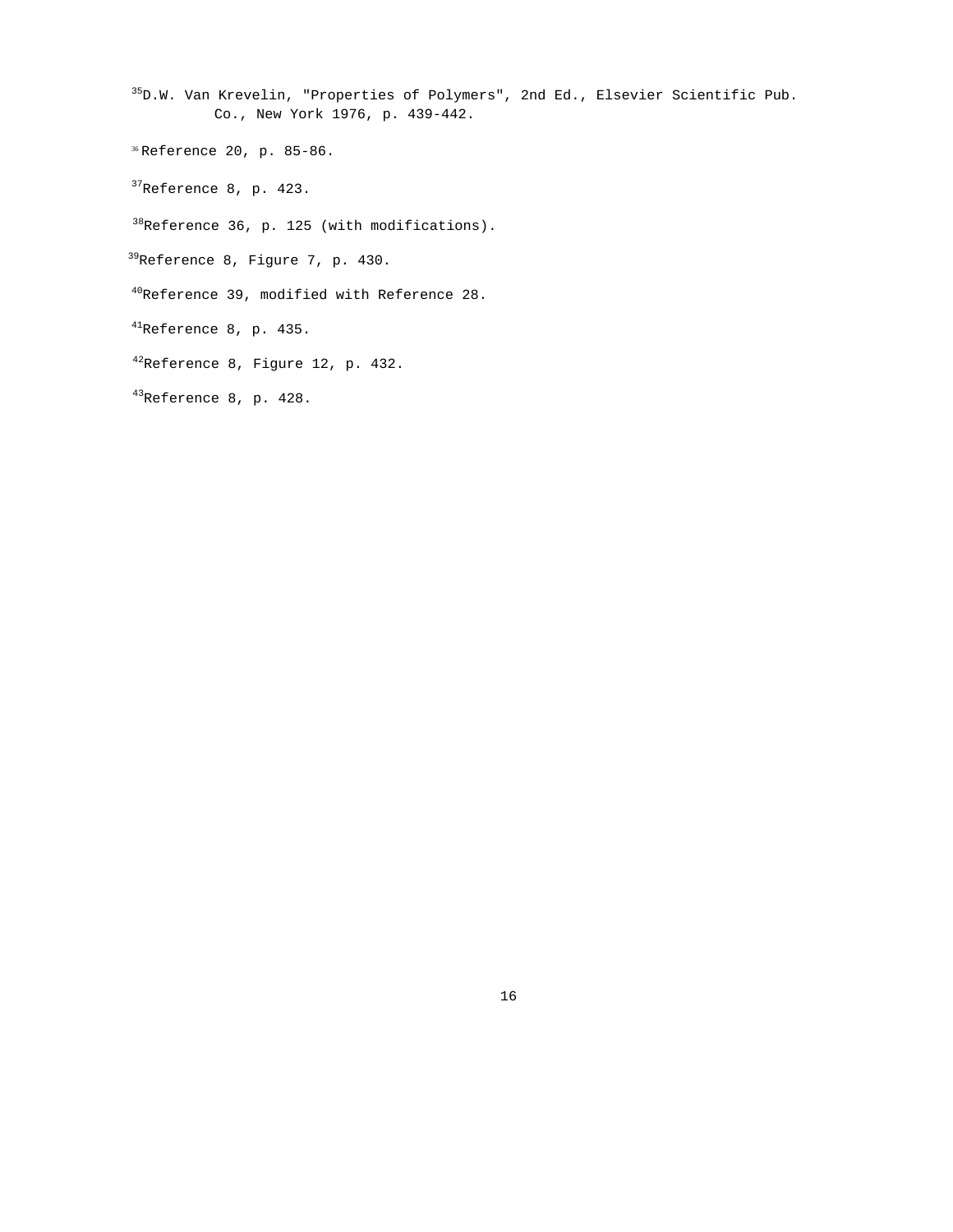[35]D.W. Van Krevelin, "Properties of Polymers", 2nd Ed., Elsevier Scientific Pub. Co., New York 1976, p. 439-442.

[36]Reference 20, p. 85-86.

[37]Reference 8, p. 423.

[38]Reference 36, p. 125 (with modifications).

[39]Reference 8, Figure 7, p. 430.

[40]Reference 39, modified with Reference 28.

[41]Reference 8, p. 435.

[42]Reference 8, Figure 12, p. 432.

[43]Reference 8, p. 428.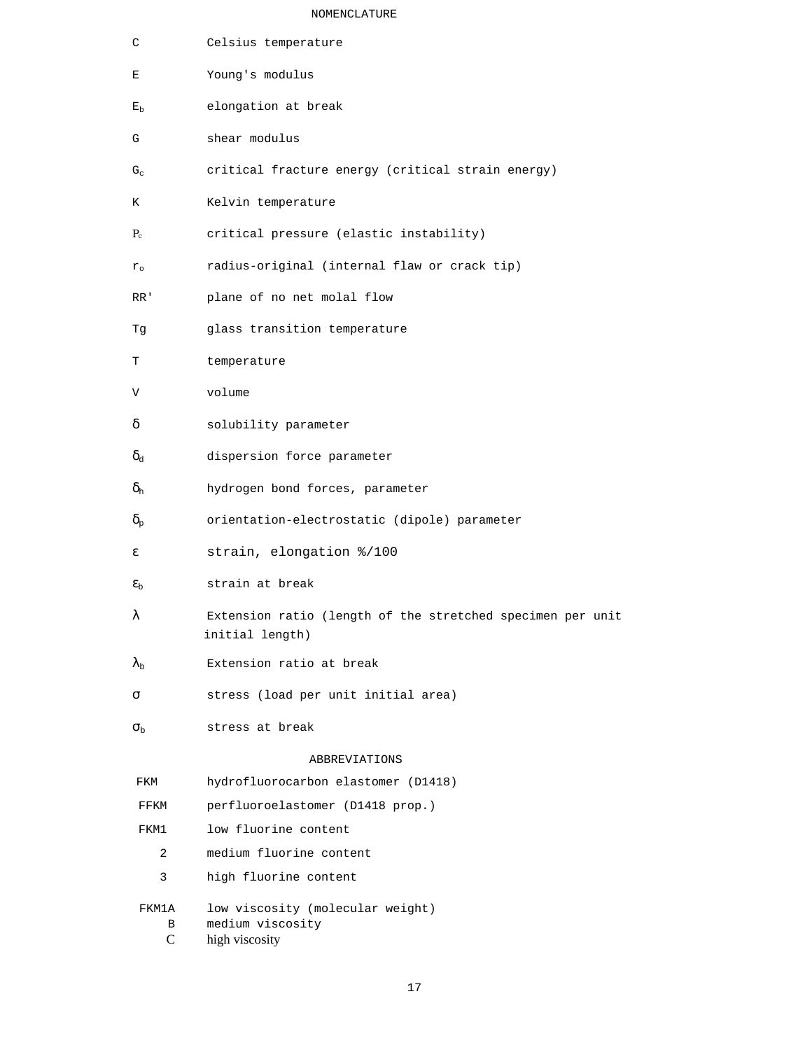# NOMENCLATURE

| Symbol | Definition |
|---|---|
| C | Celsius temperature |
| E | Young's modulus |
| $E_b$ | elongation at break |
| G | shear modulus |
| $G_c$ | critical fracture energy (critical strain energy) |
| K | Kelvin temperature |
| $P_c$ | critical pressure (elastic instability) |
| $r_o$ | radius-original (internal flaw or crack tip) |
| RR' | plane of no net molal flow |
| Tg | glass transition temperature |
| T | temperature |
| V | volume |
| $\delta$ | solubility parameter |
| $\delta_d$ | dispersion force parameter |
| $\delta_h$ | hydrogen bond forces, parameter |
| $\delta_p$ | orientation-electrostatic (dipole) parameter |
| $\varepsilon$ | strain, elongation %/100 |
| $\varepsilon_b$ | strain at break |
| $\lambda$ | Extension ratio (length of the stretched specimen per unit initial length) |
| $\lambda_b$ | Extension ratio at break |
| $\sigma$ | stress (load per unit initial area) |
| $\sigma_b$ | stress at break |

## ABBREVIATIONS

| Abbreviation | Definition |
|---|---|
| FKM | hydrofluorocarbon elastomer (D1418) |
| FFKM | perfluoroelastomer (D1418 prop.) |
| FKM1 | low fluorine content |
| 2 | medium fluorine content |
| 3 | high fluorine content |
| FKM1A | low viscosity (molecular weight) |
| B | medium viscosity |
| C | high viscosity |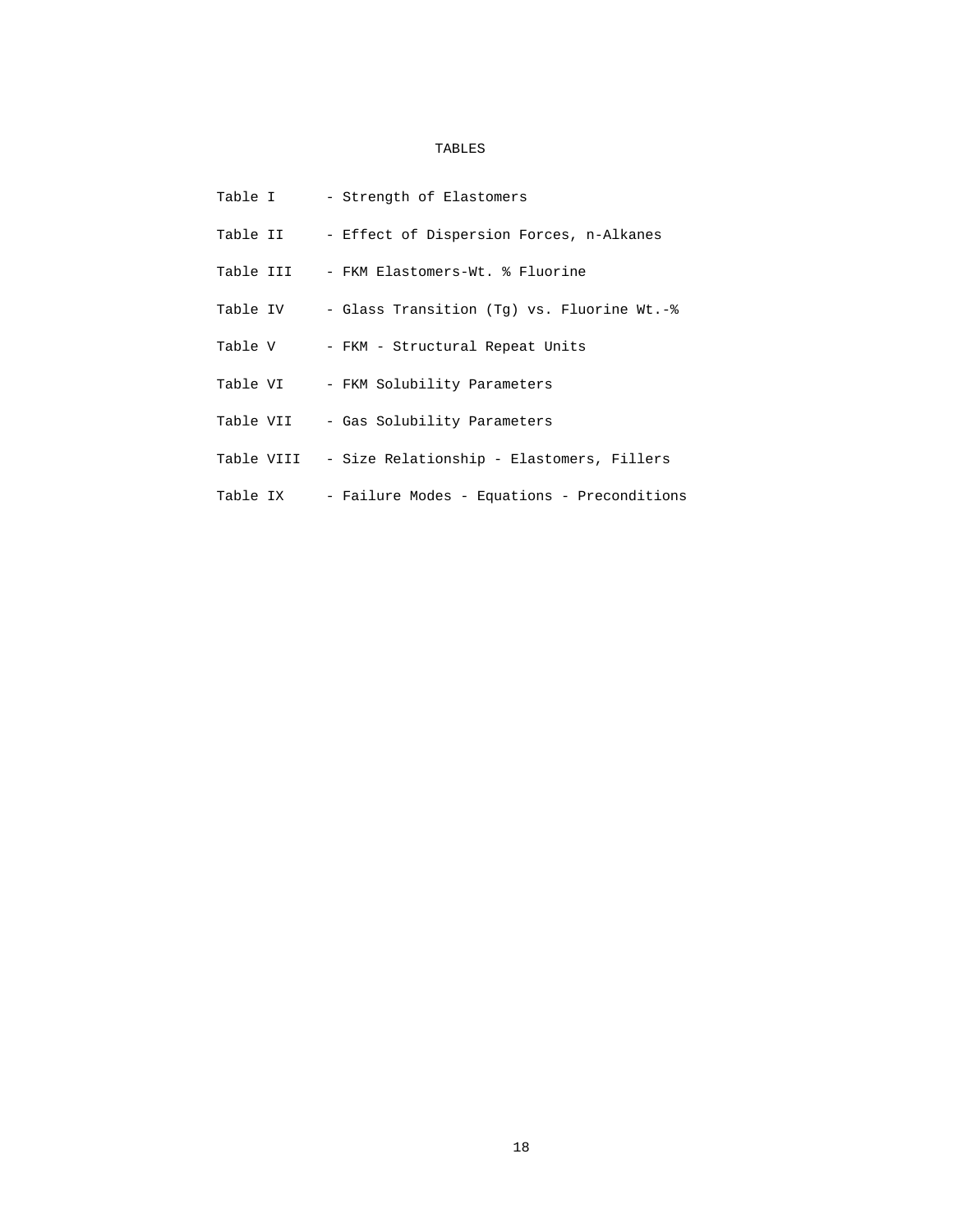# TABLES

| | |
|---|---|
| Table I | - Strength of Elastomers |
| Table II | - Effect of Dispersion Forces, n-Alkanes |
| Table III | - FKM Elastomers-Wt. % Fluorine |
| Table IV | - Glass Transition (Tg) vs. Fluorine Wt.-% |
| Table V | - FKM - Structural Repeat Units |
| Table VI | - FKM Solubility Parameters |
| Table VII | - Gas Solubility Parameters |
| Table VIII | - Size Relationship - Elastomers, Fillers |
| Table IX | - Failure Modes - Equations - Preconditions |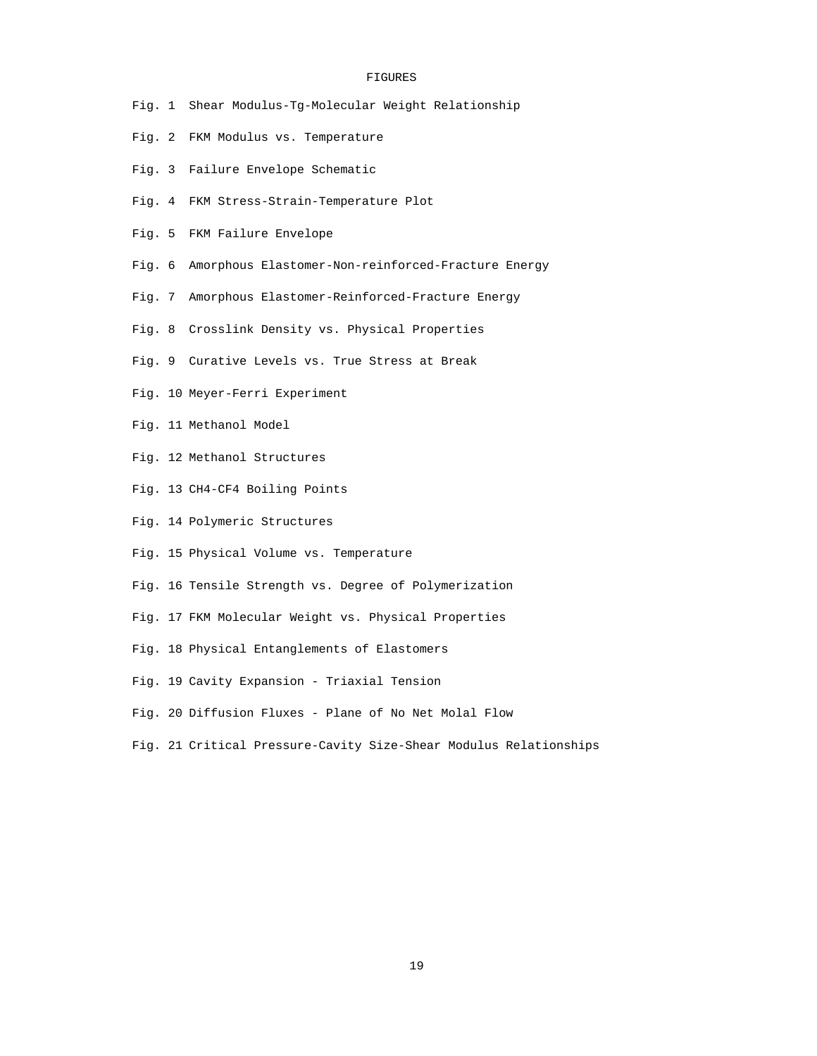# FIGURES

Fig. 1 Shear Modulus-Tg-Molecular Weight Relationship

Fig. 2 FKM Modulus vs. Temperature

Fig. 3 Failure Envelope Schematic

Fig. 4 FKM Stress-Strain-Temperature Plot

Fig. 5 FKM Failure Envelope

Fig. 6 Amorphous Elastomer-Non-reinforced-Fracture Energy

Fig. 7 Amorphous Elastomer-Reinforced-Fracture Energy

Fig. 8 Crosslink Density vs. Physical Properties

Fig. 9 Curative Levels vs. True Stress at Break

Fig. 10 Meyer-Ferri Experiment

Fig. 11 Methanol Model

Fig. 12 Methanol Structures

Fig. 13 $CH_4$-$CF_4$ Boiling Points

Fig. 14 Polymeric Structures

Fig. 15 Physical Volume vs. Temperature

Fig. 16 Tensile Strength vs. Degree of Polymerization

Fig. 17 FKM Molecular Weight vs. Physical Properties

Fig. 18 Physical Entanglements of Elastomers

Fig. 19 Cavity Expansion - Triaxial Tension

Fig. 20 Diffusion Fluxes - Plane of No Net Molal Flow

Fig. 21 Critical Pressure-Cavity Size-Shear Modulus Relationships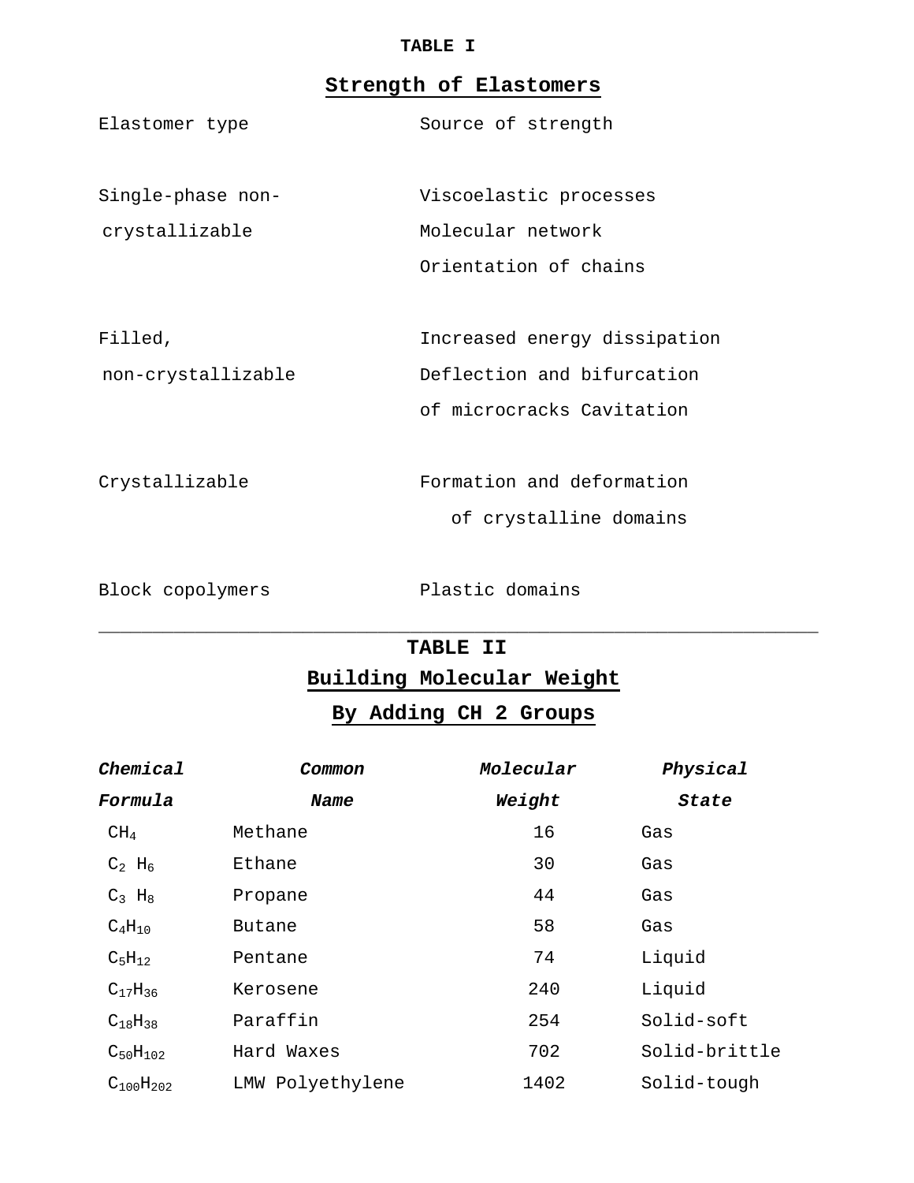**TABLE I**

**Strength of Elastomers**

| Elastomer type | Source of strength |
|---|---|
| Single-phase non-crystallizable | Viscoelastic processes<br>Molecular network<br>Orientation of chains |
| Filled, non-crystallizable | Increased energy dissipation<br>Deflection and bifurcation of microcracks Cavitation |
| Crystallizable | Formation and deformation of crystalline domains |
| Block copolymers | Plastic domains |

---

**TABLE II**

**Building Molecular Weight By Adding CH 2 Groups**

| ***Chemical Formula*** | ***Common Name*** | ***Molecular Weight*** | ***Physical State*** |
|---|---|---|---|
| $CH_4$ | Methane | 16 | Gas |
| $C_2H_6$ | Ethane | 30 | Gas |
| $C_3H_8$ | Propane | 44 | Gas |
| $C_4H_{10}$ | Butane | 58 | Gas |
| $C_5H_{12}$ | Pentane | 74 | Liquid |
| $C_{17}H_{36}$ | Kerosene | 240 | Liquid |
| $C_{18}H_{38}$ | Paraffin | 254 | Solid-soft |
| $C_{50}H_{102}$ | Hard Waxes | 702 | Solid-brittle |
| $C_{100}H_{202}$ | LMW Polyethylene | 1402 | Solid-tough |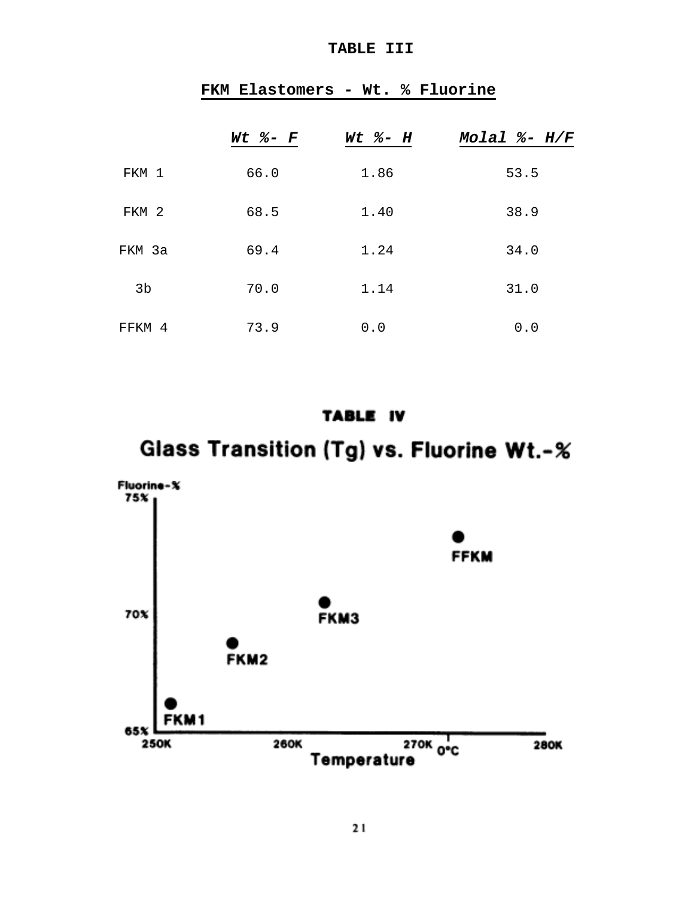**TABLE III**

**FKM Elastomers - Wt. % Fluorine**

| | *Wt %- F* | *Wt %- H* | *Molal %- H/F* |
|---|---|---|---|
| FKM 1 | 66.0 | 1.86 | 53.5 |
| FKM 2 | 68.5 | 1.40 | 38.9 |
| FKM 3a | 69.4 | 1.24 | 34.0 |
| 3b | 70.0 | 1.14 | 31.0 |
| FFKM 4 | 73.9 | 0.0 | 0.0 |

**TABLE IV**

**Glass Transition (Tg) vs. Fluorine Wt.-%**

Fluorine-%

75%

FFKM

70%

FKM3

FKM2

FKM1

65%

250K 260K 270K 0°C 280K

Temperature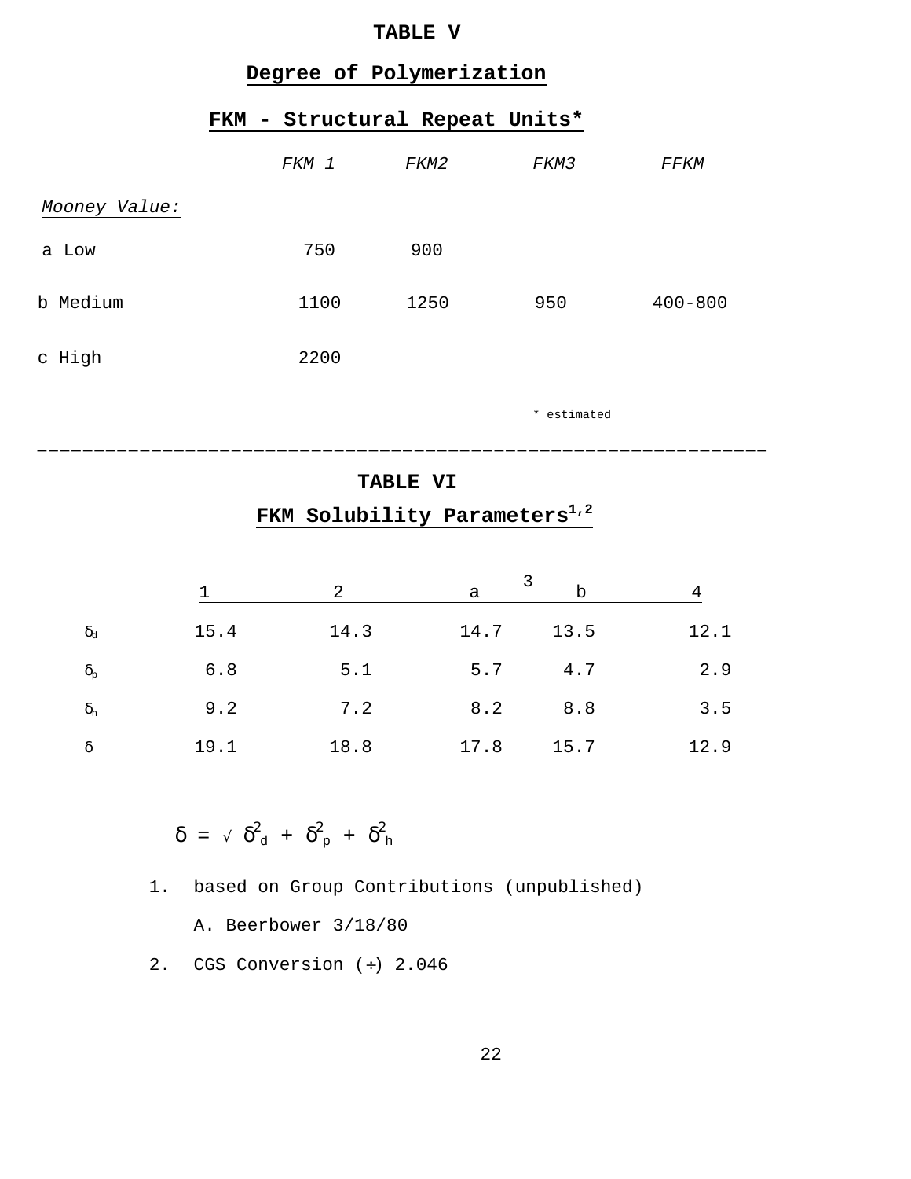## TABLE V

### Degree of Polymerization

### FKM - Structural Repeat Units*

| *Mooney Value:* | *FKM 1* | *FKM2* | *FKM3* | *FFKM* |
|---|---|---|---|---|
| a Low | 750 | 900 | | |
| b Medium | 1100 | 1250 | 950 | 400-800 |
| c High | 2200 | | | |

\* estimated

---

## TABLE VI

### FKM Solubility Parameters[1,2]

| | 1 | 2 | 3 a | 3 b | 4 |
|---|---|---|---|---|---|
| $\delta_d$ | 15.4 | 14.3 | 14.7 | 13.5 | 12.1 |
| $\delta_p$ | 6.8 | 5.1 | 5.7 | 4.7 | 2.9 |
| $\delta_h$ | 9.2 | 7.2 | 8.2 | 8.8 | 3.5 |
| $\delta$ | 19.1 | 18.8 | 17.8 | 15.7 | 12.9 |

$$\delta = \sqrt{\delta_d^2 + \delta_p^2 + \delta_h^2}$$

1. based on Group Contributions (unpublished)

   A. Beerbower 3/18/80

2. CGS Conversion (÷) 2.046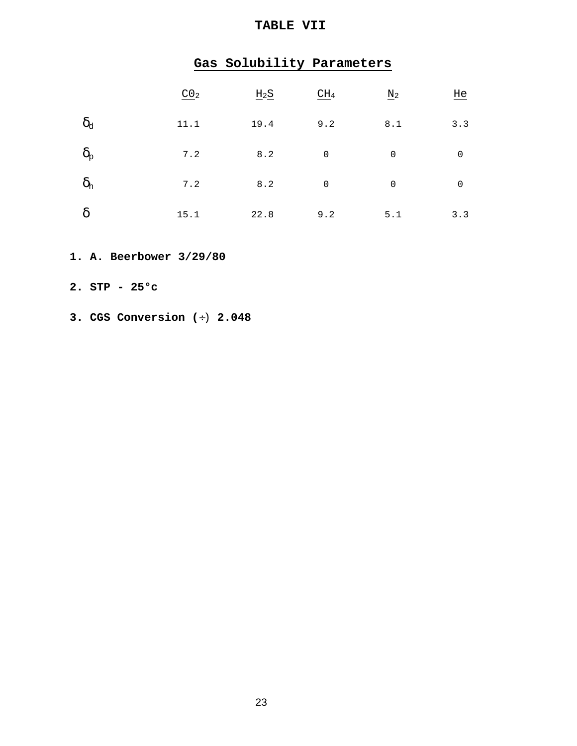# TABLE VII

## Gas Solubility Parameters

| | $CO_2$ | $H_2S$ | $CH_4$ | $N_2$ | He |
|---|---|---|---|---|---|
| $\delta_d$ | 11.1 | 19.4 | 9.2 | 8.1 | 3.3 |
| $\delta_p$ | 7.2 | 8.2 | 0 | 0 | 0 |
| $\delta_h$ | 7.2 | 8.2 | 0 | 0 | 0 |
| $\delta$ | 15.1 | 22.8 | 9.2 | 5.1 | 3.3 |

1. **A. Beerbower 3/29/80**
2. **STP - 25°c**
3. **CGS Conversion (÷) 2.048**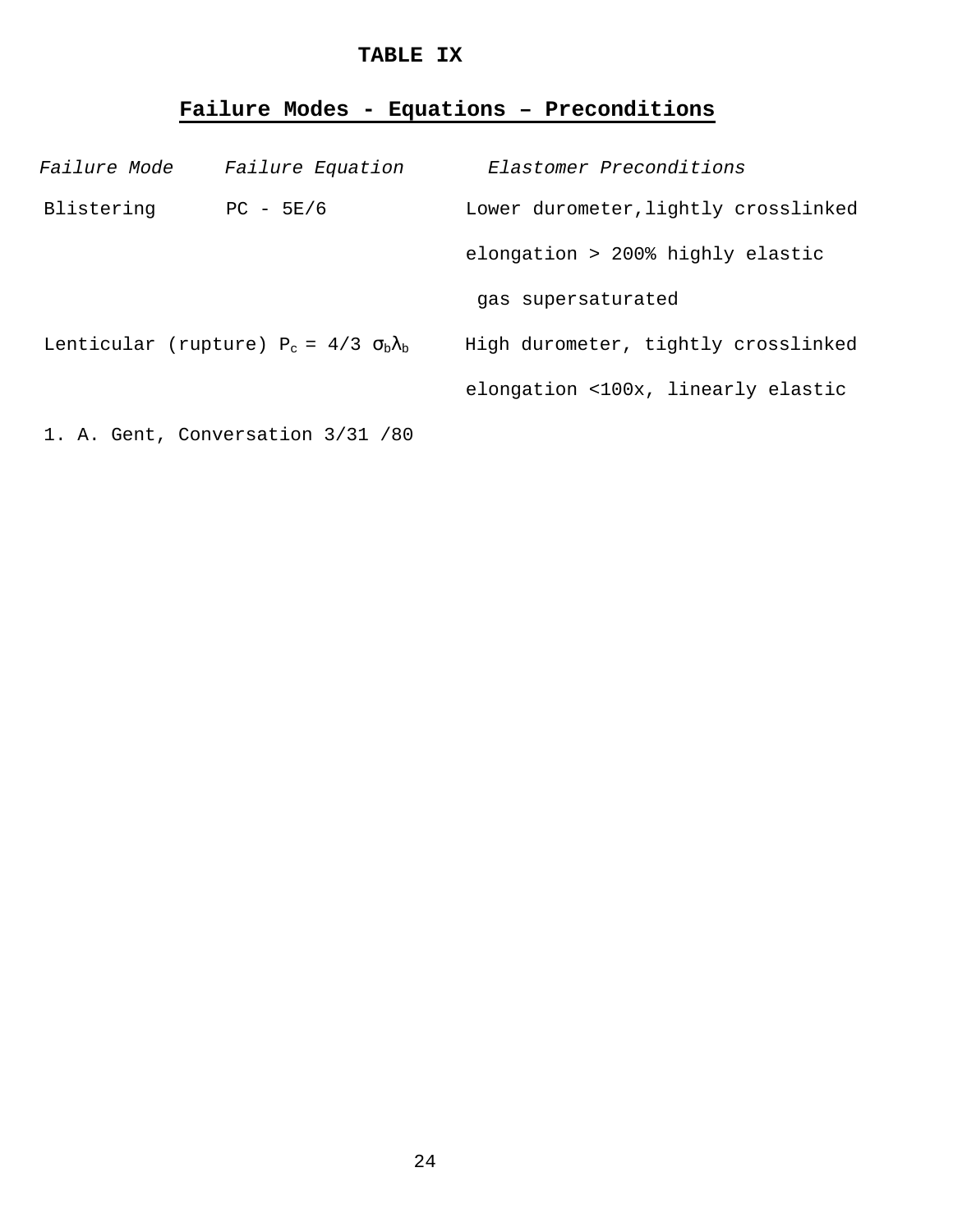# TABLE IX

## Failure Modes - Equations – Preconditions

| *Failure Mode* | *Failure Equation* | *Elastomer Preconditions* |
|---|---|---|
| Blistering | PC - 5E/6 | Lower durometer,lightly crosslinked elongation > 200% highly elastic gas supersaturated |
| Lenticular (rupture) | $P_c = 4/3\ \sigma_b \lambda_b$ | High durometer, tightly crosslinked elongation <100x, linearly elastic |

1. A. Gent, Conversation 3/31 /80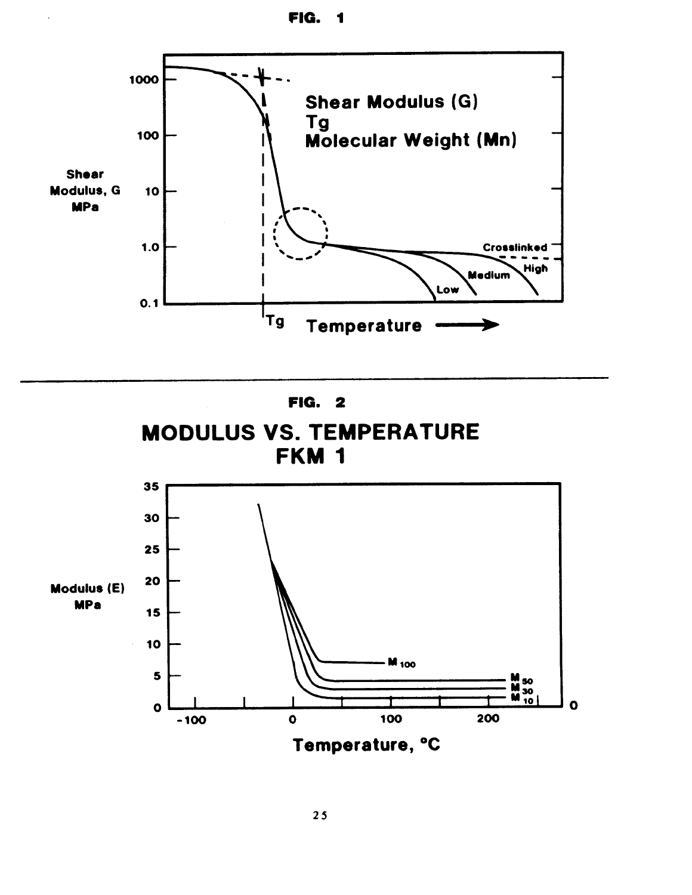FIG. 1

Shear Modulus (G)
Tg
Molecular Weight (Mn)

Shear Modulus, G MPa

1000

100

10

1.0

0.1

Crosslinked

High

Medium

Low

Tg Temperature →

FIG. 2

# MODULUS VS. TEMPERATURE FKM 1

Modulus (E) MPa

35

30

25

20

15

10

5

0

$M_{100}$

$M_{50}$

$M_{30}$

$M_{10}$

-100 0 100 200

Temperature, °C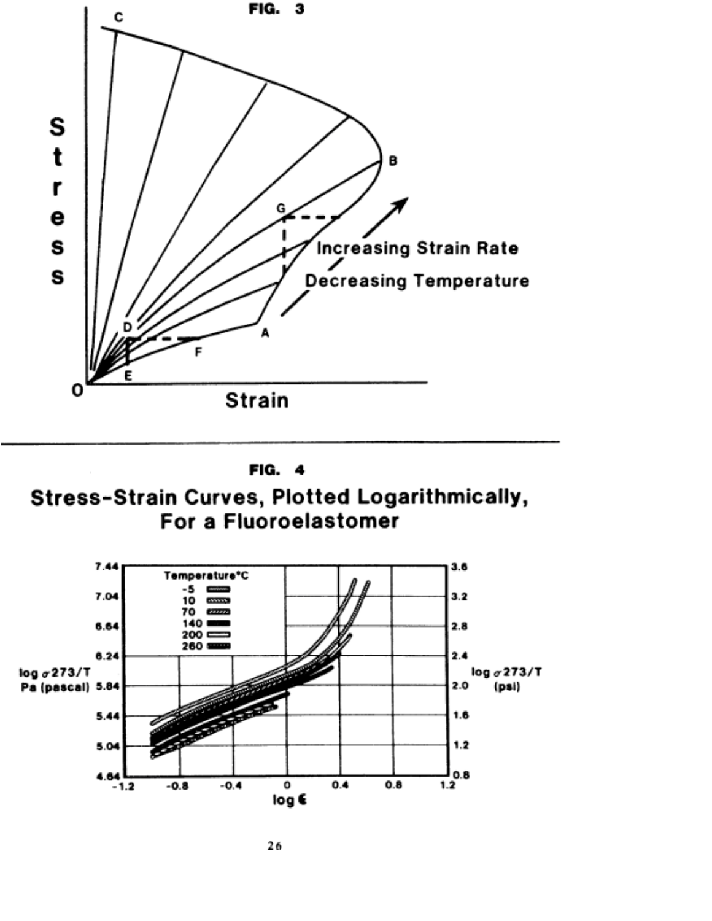**FIG. 3**

**FIG. 4**

## Stress-Strain Curves, Plotted Logarithmically, For a Fluoroelastomer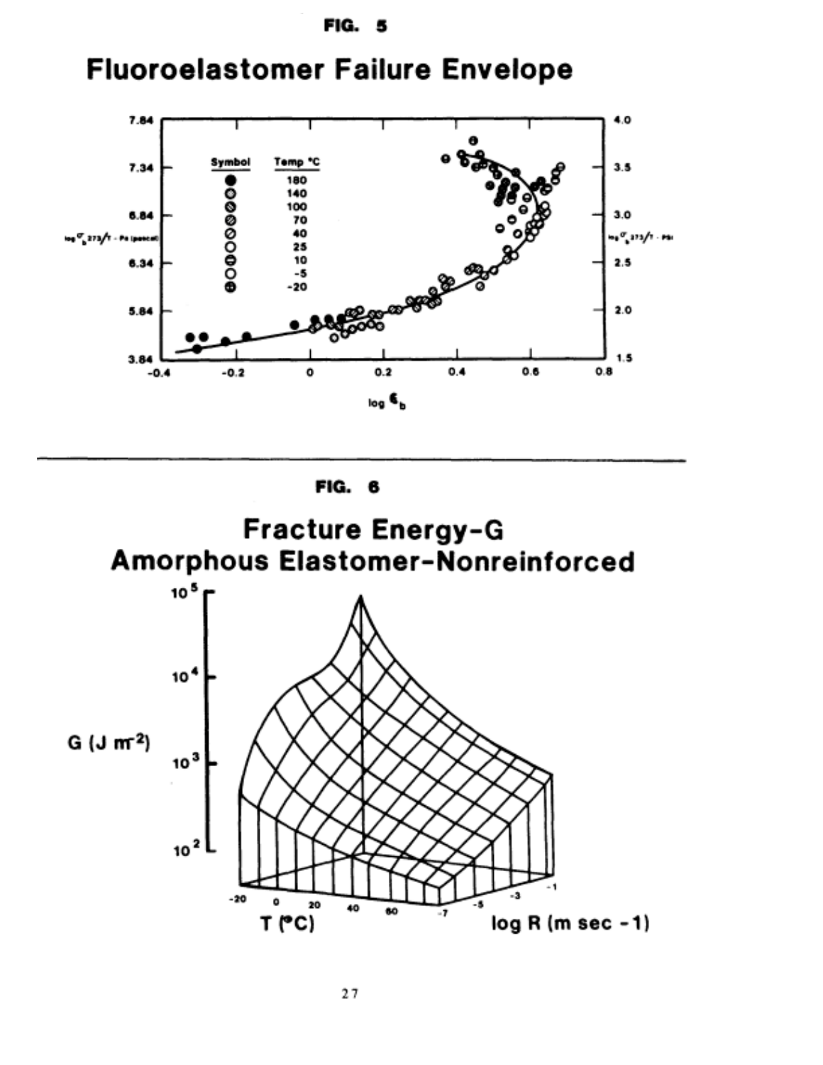FIG. 5

## Fluoroelastomer Failure Envelope

FIG. 6

## Fracture Energy-G
## Amorphous Elastomer-Nonreinforced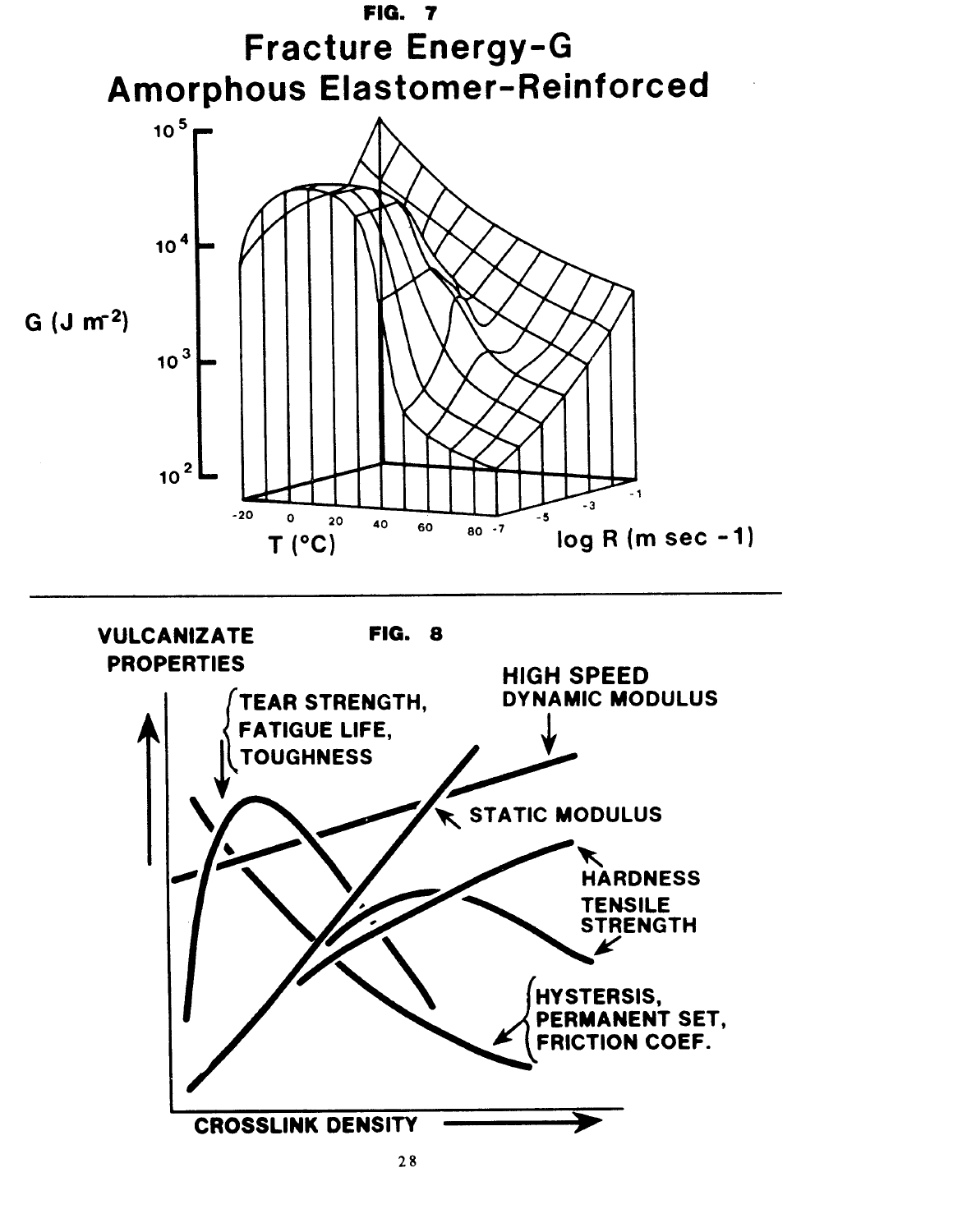**FIG. 7**

# Fracture Energy-G
# Amorphous Elastomer-Reinforced

G (J m$^{-2}$)

$10^5$

$10^4$

$10^3$

$10^2$

-20 0 20 40 60 80

T (°C)

-7 -5 -3 -1

log R (m sec -1)

---

**FIG. 8**

**VULCANIZATE PROPERTIES**

**TEAR STRENGTH, FATIGUE LIFE, TOUGHNESS**

**HIGH SPEED DYNAMIC MODULUS**

**STATIC MODULUS**

**HARDNESS**

**TENSILE STRENGTH**

**HYSTERSIS, PERMANENT SET, FRICTION COEF.**

**CROSSLINK DENSITY**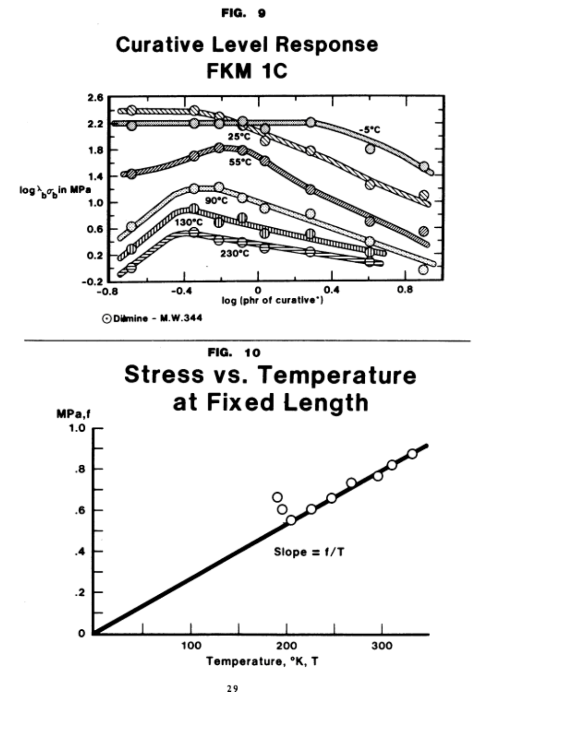FIG. 9

## Curative Level Response FKM 1C

$\log \lambda_b \sigma_b$ in MPa

log (phr of curative*)

-5°C, 25°C, 55°C, 90°C, 130°C, 230°C

⊙ Diamine - M.W.344

---

FIG. 10

## Stress vs. Temperature at Fixed Length

MPa, f

Slope = f/T

Temperature, °K, T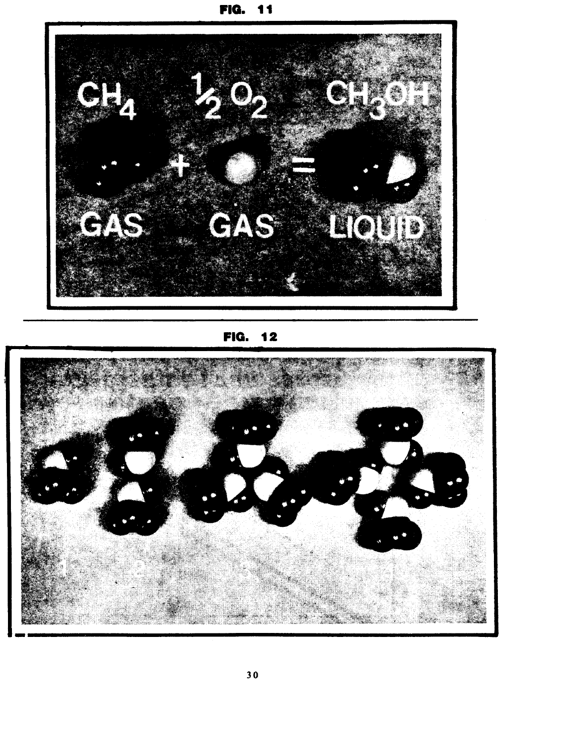**FIG. 11**

$CH_4$ + $\frac{1}{2} O_2$ = $CH_3OH$

GAS GAS LIQUID

**FIG. 12**

1 2 3 4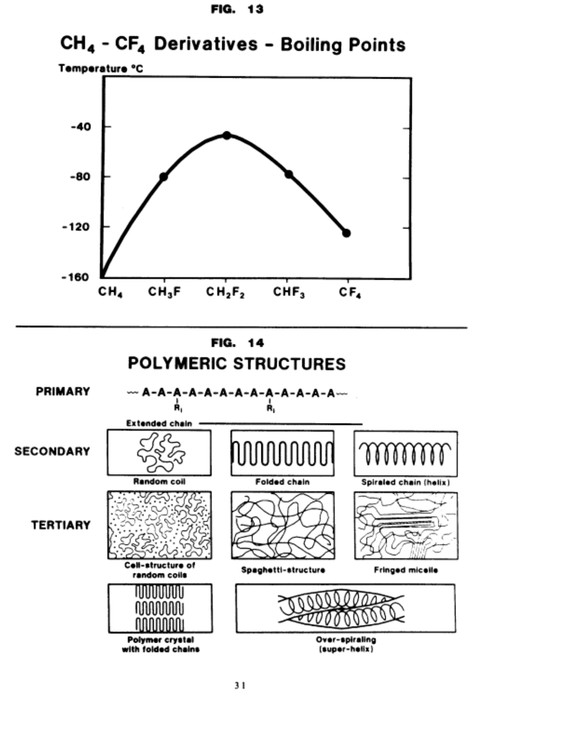FIG. 13

## $CH_4$ - $CF_4$ Derivatives - Boiling Points

Temperature °C

| Compound | Boiling Point (approx.) |
|---|---|
| $CH_4$ | -160 |
| $CH_3F$ | -80 |
| $CH_2F_2$ | -47 |
| $CHF_3$ | -78 |
| $CF_4$ | -125 |

FIG. 14

## POLYMERIC STRUCTURES

**PRIMARY**

~A-A-A-A-A-A-A-A-A-A-A-A-A-A~ (with $R_1$ side groups)

Extended chain

**SECONDARY**

Random coil

Folded chain

Spiraled chain (helix)

**TERTIARY**

Cell-structure of random coils

Spaghetti-structure

Fringed micelle

Polymer crystal with folded chains

Over-spiraling (super-helix)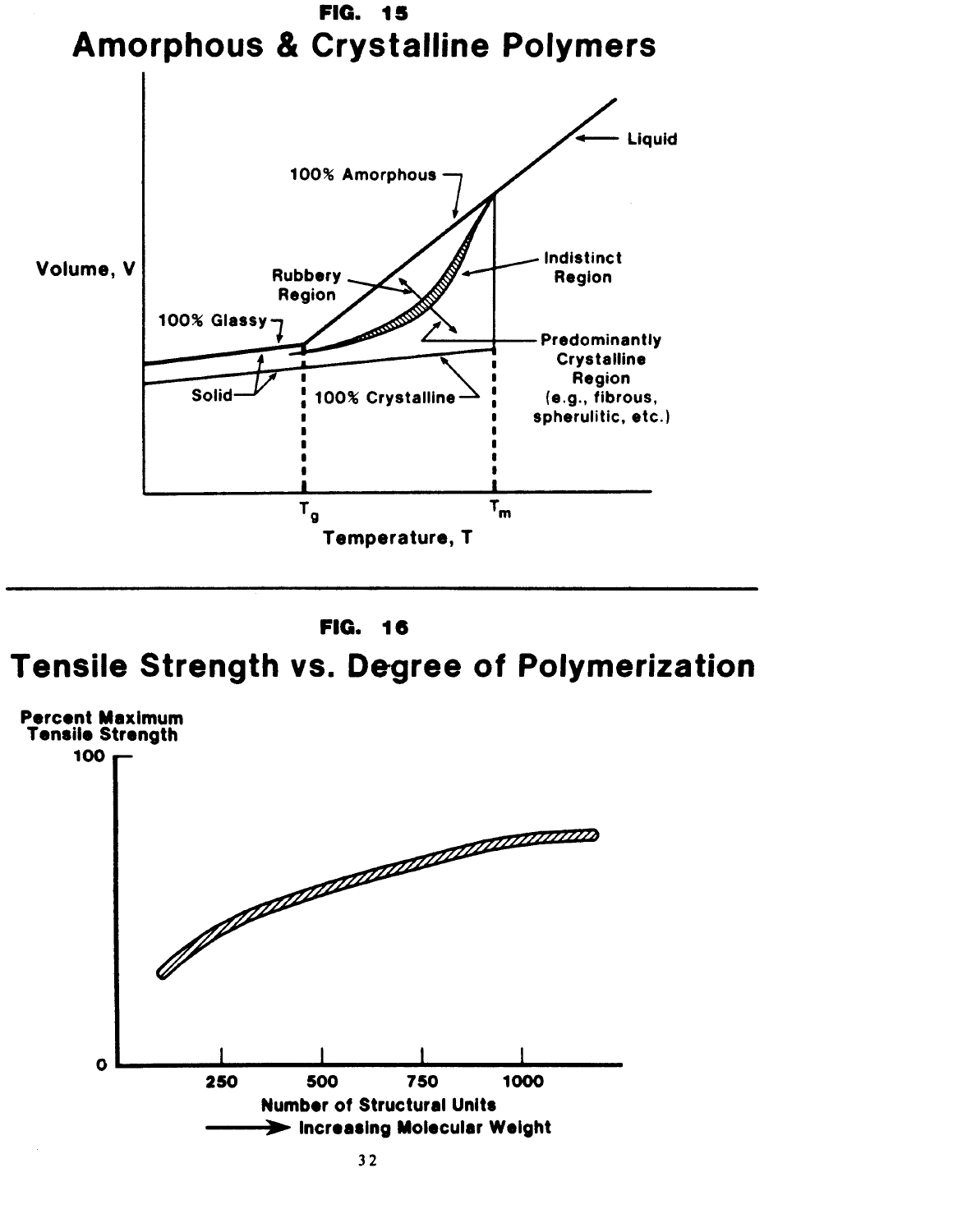FIG. 15

## Amorphous & Crystalline Polymers

Volume, V

Liquid

100% Amorphous

Indistinct Region

Rubbery Region

100% Glassy

Predominantly Crystalline Region (e.g., fibrous, spherulitic, etc.)

Solid

100% Crystalline

$T_g$

$T_m$

Temperature, T

---

FIG. 16

## Tensile Strength vs. Degree of Polymerization

Percent Maximum Tensile Strength

100

0

250 500 750 1000

Number of Structural Units

→ Increasing Molecular Weight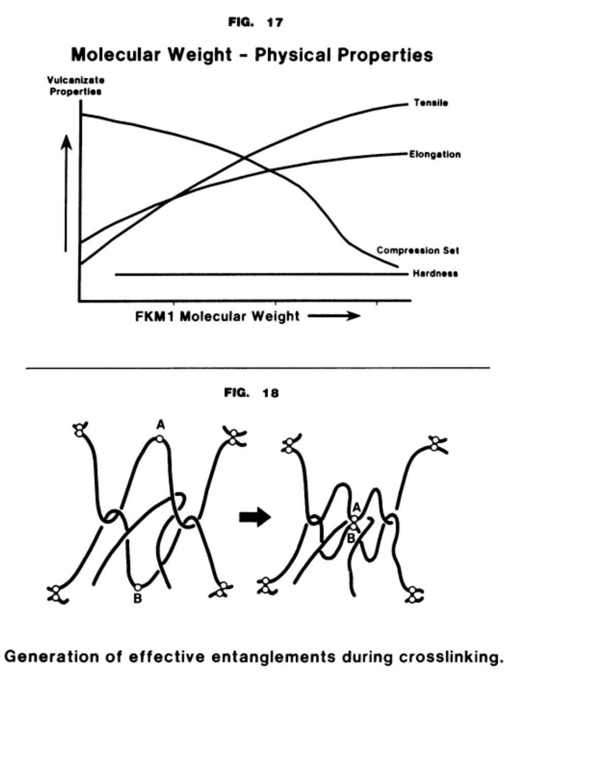FIG. 17

Molecular Weight - Physical Properties

Vulcanizate Properties

Tensile

Elongation

Compression Set

Hardness

FKM1 Molecular Weight

FIG. 18

Generation of effective entanglements during crosslinking.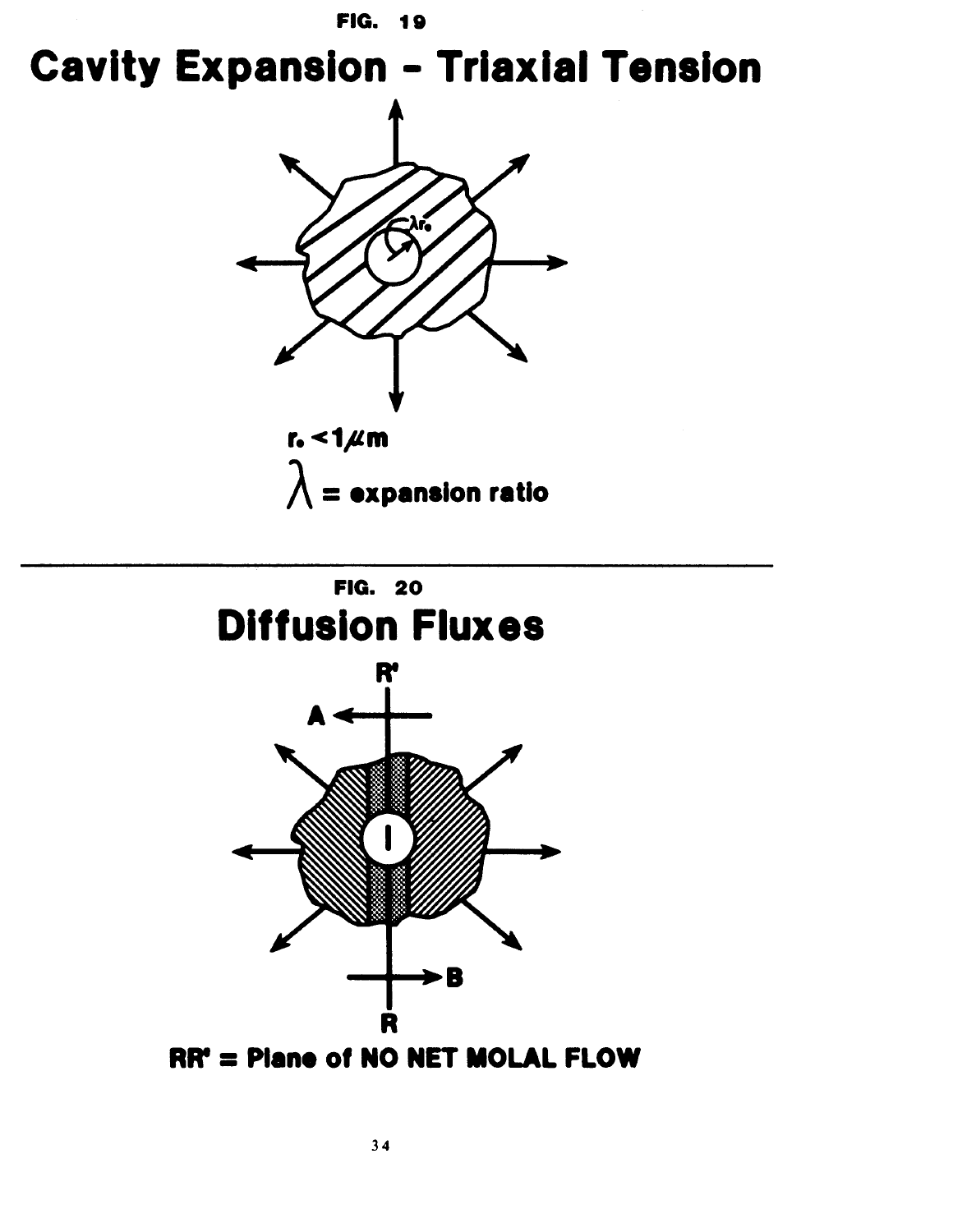FIG. 19

# Cavity Expansion - Triaxial Tension

$\lambda r_o$

$r_o < 1 \mu m$

$\lambda$ = expansion ratio

---

FIG. 20

# Diffusion Fluxes

R'

A

I

B

R

RR' = Plane of NO NET MOLAL FLOW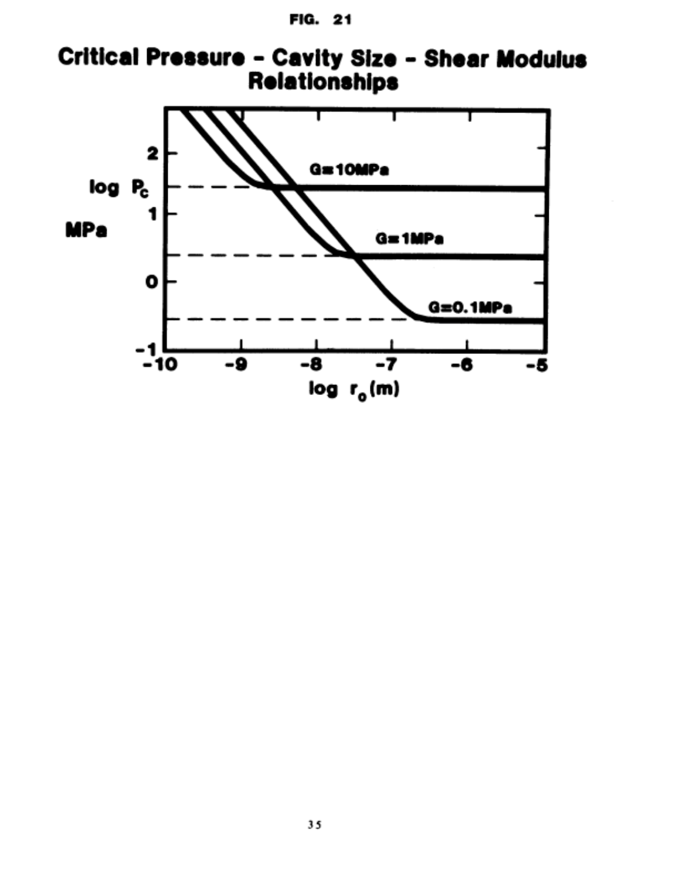FIG. 21

# Critical Pressure - Cavity Size - Shear Modulus Relationships

log $P_c$

MPa

2

1

0

-1

-10

-9

-8

-7

-6

-5

log $r_o$(m)

G=10MPa

G=1MPa

G=0.1MPa